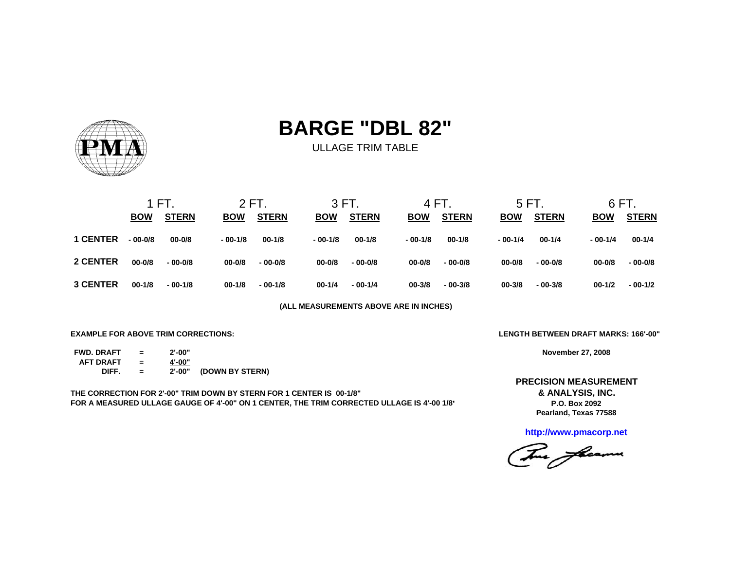# BARGE "DBL 82"

ULLAGE TRIM TABLE

| | 1 FT. | | 2 FT. | | 3 FT. | | 4 FT. | | 5 FT. | | 6 FT. | |
|---|---|---|---|---|---|---|---|---|---|---|---|---|
| | **BOW** | **STERN** | **BOW** | **STERN** | **BOW** | **STERN** | **BOW** | **STERN** | **BOW** | **STERN** | **BOW** | **STERN** |
| **1 CENTER** | - 00-0/8 | 00-0/8 | - 00-1/8 | 00-1/8 | - 00-1/8 | 00-1/8 | - 00-1/8 | 00-1/8 | - 00-1/4 | 00-1/4 | - 00-1/4 | 00-1/4 |
| **2 CENTER** | 00-0/8 | - 00-0/8 | 00-0/8 | - 00-0/8 | 00-0/8 | - 00-0/8 | 00-0/8 | - 00-0/8 | 00-0/8 | - 00-0/8 | 00-0/8 | - 00-0/8 |
| **3 CENTER** | 00-1/8 | - 00-1/8 | 00-1/8 | - 00-1/8 | 00-1/4 | - 00-1/4 | 00-3/8 | - 00-3/8 | 00-3/8 | - 00-3/8 | 00-1/2 | - 00-1/2 |

**(ALL MEASUREMENTS ABOVE ARE IN INCHES)**

**EXAMPLE FOR ABOVE TRIM CORRECTIONS:**

| | | | |
|---|---|---|---|
| **FWD. DRAFT** | = | 2'-00" | |
| **AFT DRAFT** | = | 4'-00" | |
| **DIFF.** | = | 2'-00" | (DOWN BY STERN) |

**THE CORRECTION FOR 2'-00" TRIM DOWN BY STERN FOR 1 CENTER IS 00-1/8"**
**FOR A MEASURED ULLAGE GAUGE OF 4'-00" ON 1 CENTER, THE TRIM CORRECTED ULLAGE IS 4'-00 1/8"**

**LENGTH BETWEEN DRAFT MARKS: 166'-00"**

**November 27, 2008**

**PRECISION MEASUREMENT & ANALYSIS, INC.**
**P.O. Box 2092**
**Pearland, Texas 77588**

**http://www.pmacorp.net**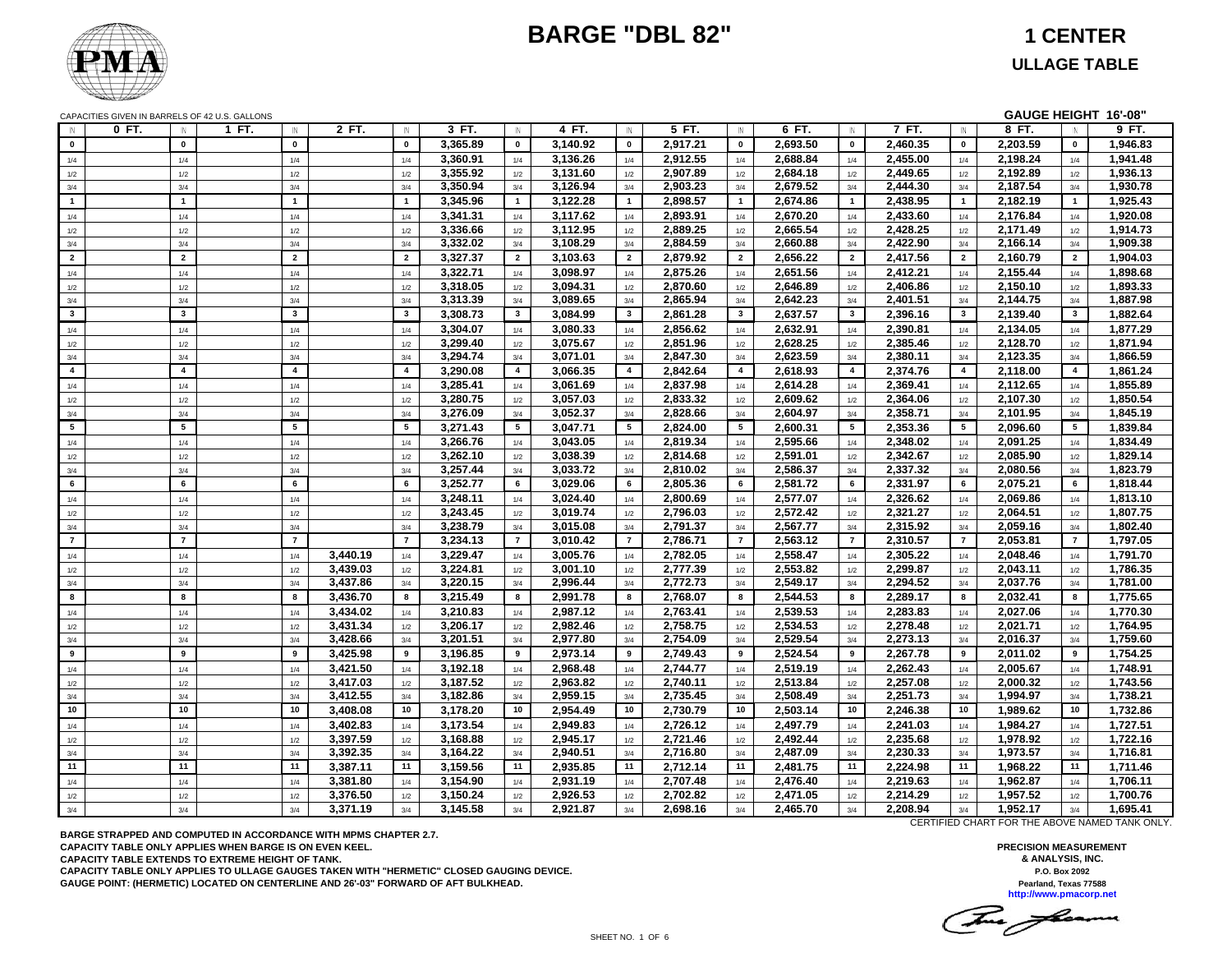# BARGE "DBL 82"

## 1 CENTER

## ULLAGE TABLE

CAPACITIES GIVEN IN BARRELS OF 42 U.S. GALLONS

**GAUGE HEIGHT 16'-08"**

| IN | 0 FT. | IN | 1 FT. | IN | 2 FT. | IN | 3 FT. | IN | 4 FT. | IN | 5 FT. | IN | 6 FT. | IN | 7 FT. | IN | 8 FT. | IN | 9 FT. |
|---|---|---|---|---|---|---|---|---|---|---|---|---|---|---|---|---|---|---|---|
| 0 | | 0 | | 0 | | 0 | 3,365.89 | 0 | 3,140.92 | 0 | 2,917.21 | 0 | 2,693.50 | 0 | 2,460.35 | 0 | 2,203.59 | 0 | 1,946.83 |
| 1/4 | | 1/4 | | 1/4 | | 1/4 | 3,360.91 | 1/4 | 3,136.26 | 1/4 | 2,912.55 | 1/4 | 2,688.84 | 1/4 | 2,455.00 | 1/4 | 2,198.24 | 1/4 | 1,941.48 |
| 1/2 | | 1/2 | | 1/2 | | 1/2 | 3,355.92 | 1/2 | 3,131.60 | 1/2 | 2,907.89 | 1/2 | 2,684.18 | 1/2 | 2,449.65 | 1/2 | 2,192.89 | 1/2 | 1,936.13 |
| 3/4 | | 3/4 | | 3/4 | | 3/4 | 3,350.94 | 3/4 | 3,126.94 | 3/4 | 2,903.23 | 3/4 | 2,679.52 | 3/4 | 2,444.30 | 3/4 | 2,187.54 | 3/4 | 1,930.78 |
| 1 | | 1 | | 1 | | 1 | 3,345.96 | 1 | 3,122.28 | 1 | 2,898.57 | 1 | 2,674.86 | 1 | 2,438.95 | 1 | 2,182.19 | 1 | 1,925.43 |
| 1/4 | | 1/4 | | 1/4 | | 1/4 | 3,341.31 | 1/4 | 3,117.62 | 1/4 | 2,893.91 | 1/4 | 2,670.20 | 1/4 | 2,433.60 | 1/4 | 2,176.84 | 1/4 | 1,920.08 |
| 1/2 | | 1/2 | | 1/2 | | 1/2 | 3,336.66 | 1/2 | 3,112.95 | 1/2 | 2,889.25 | 1/2 | 2,665.54 | 1/2 | 2,428.25 | 1/2 | 2,171.49 | 1/2 | 1,914.73 |
| 3/4 | | 3/4 | | 3/4 | | 3/4 | 3,332.02 | 3/4 | 3,108.29 | 3/4 | 2,884.59 | 3/4 | 2,660.88 | 3/4 | 2,422.90 | 3/4 | 2,166.14 | 3/4 | 1,909.38 |
| 2 | | 2 | | 2 | | 2 | 3,327.37 | 2 | 3,103.63 | 2 | 2,879.92 | 2 | 2,656.22 | 2 | 2,417.56 | 2 | 2,160.79 | 2 | 1,904.03 |
| 1/4 | | 1/4 | | 1/4 | | 1/4 | 3,322.71 | 1/4 | 3,098.97 | 1/4 | 2,875.26 | 1/4 | 2,651.56 | 1/4 | 2,412.21 | 1/4 | 2,155.44 | 1/4 | 1,898.68 |
| 1/2 | | 1/2 | | 1/2 | | 1/2 | 3,318.05 | 1/2 | 3,094.31 | 1/2 | 2,870.60 | 1/2 | 2,646.89 | 1/2 | 2,406.86 | 1/2 | 2,150.10 | 1/2 | 1,893.33 |
| 3/4 | | 3/4 | | 3/4 | | 3/4 | 3,313.39 | 3/4 | 3,089.65 | 3/4 | 2,865.94 | 3/4 | 2,642.23 | 3/4 | 2,401.51 | 3/4 | 2,144.75 | 3/4 | 1,887.98 |
| 3 | | 3 | | 3 | | 3 | 3,308.73 | 3 | 3,084.99 | 3 | 2,861.28 | 3 | 2,637.57 | 3 | 2,396.16 | 3 | 2,139.40 | 3 | 1,882.64 |
| 1/4 | | 1/4 | | 1/4 | | 1/4 | 3,304.07 | 1/4 | 3,080.33 | 1/4 | 2,856.62 | 1/4 | 2,632.91 | 1/4 | 2,390.81 | 1/4 | 2,134.05 | 1/4 | 1,877.29 |
| 1/2 | | 1/2 | | 1/2 | | 1/2 | 3,299.40 | 1/2 | 3,075.67 | 1/2 | 2,851.96 | 1/2 | 2,628.25 | 1/2 | 2,385.46 | 1/2 | 2,128.70 | 1/2 | 1,871.94 |
| 3/4 | | 3/4 | | 3/4 | | 3/4 | 3,294.74 | 3/4 | 3,071.01 | 3/4 | 2,847.30 | 3/4 | 2,623.59 | 3/4 | 2,380.11 | 3/4 | 2,123.35 | 3/4 | 1,866.59 |
| 4 | | 4 | | 4 | | 4 | 3,290.08 | 4 | 3,066.35 | 4 | 2,842.64 | 4 | 2,618.93 | 4 | 2,374.76 | 4 | 2,118.00 | 4 | 1,861.24 |
| 1/4 | | 1/4 | | 1/4 | | 1/4 | 3,285.41 | 1/4 | 3,061.69 | 1/4 | 2,837.98 | 1/4 | 2,614.28 | 1/4 | 2,369.41 | 1/4 | 2,112.65 | 1/4 | 1,855.89 |
| 1/2 | | 1/2 | | 1/2 | | 1/2 | 3,280.75 | 1/2 | 3,057.03 | 1/2 | 2,833.32 | 1/2 | 2,609.62 | 1/2 | 2,364.06 | 1/2 | 2,107.30 | 1/2 | 1,850.54 |
| 3/4 | | 3/4 | | 3/4 | | 3/4 | 3,276.09 | 3/4 | 3,052.37 | 3/4 | 2,828.66 | 3/4 | 2,604.97 | 3/4 | 2,358.71 | 3/4 | 2,101.95 | 3/4 | 1,845.19 |
| 5 | | 5 | | 5 | | 5 | 3,271.43 | 5 | 3,047.71 | 5 | 2,824.00 | 5 | 2,600.31 | 5 | 2,353.36 | 5 | 2,096.60 | 5 | 1,839.84 |
| 1/4 | | 1/4 | | 1/4 | | 1/4 | 3,266.76 | 1/4 | 3,043.05 | 1/4 | 2,819.34 | 1/4 | 2,595.66 | 1/4 | 2,348.02 | 1/4 | 2,091.25 | 1/4 | 1,834.49 |
| 1/2 | | 1/2 | | 1/2 | | 1/2 | 3,262.10 | 1/2 | 3,038.39 | 1/2 | 2,814.68 | 1/2 | 2,591.01 | 1/2 | 2,342.67 | 1/2 | 2,085.90 | 1/2 | 1,829.14 |
| 3/4 | | 3/4 | | 3/4 | | 3/4 | 3,257.44 | 3/4 | 3,033.72 | 3/4 | 2,810.02 | 3/4 | 2,586.37 | 3/4 | 2,337.32 | 3/4 | 2,080.56 | 3/4 | 1,823.79 |
| 6 | | 6 | | 6 | | 6 | 3,252.77 | 6 | 3,029.06 | 6 | 2,805.36 | 6 | 2,581.72 | 6 | 2,331.97 | 6 | 2,075.21 | 6 | 1,818.44 |
| 1/4 | | 1/4 | | 1/4 | | 1/4 | 3,248.11 | 1/4 | 3,024.40 | 1/4 | 2,800.69 | 1/4 | 2,577.07 | 1/4 | 2,326.62 | 1/4 | 2,069.86 | 1/4 | 1,813.10 |
| 1/2 | | 1/2 | | 1/2 | | 1/2 | 3,243.45 | 1/2 | 3,019.74 | 1/2 | 2,796.03 | 1/2 | 2,572.42 | 1/2 | 2,321.27 | 1/2 | 2,064.51 | 1/2 | 1,807.75 |
| 3/4 | | 3/4 | | 3/4 | | 3/4 | 3,238.79 | 3/4 | 3,015.08 | 3/4 | 2,791.37 | 3/4 | 2,567.77 | 3/4 | 2,315.92 | 3/4 | 2,059.16 | 3/4 | 1,802.40 |
| 7 | | 7 | | 7 | | 7 | 3,234.13 | 7 | 3,010.42 | 7 | 2,786.71 | 7 | 2,563.12 | 7 | 2,310.57 | 7 | 2,053.81 | 7 | 1,797.05 |
| 1/4 | | 1/4 | | 1/4 | 3,440.19 | 1/4 | 3,229.47 | 1/4 | 3,005.76 | 1/4 | 2,782.05 | 1/4 | 2,558.47 | 1/4 | 2,305.22 | 1/4 | 2,048.46 | 1/4 | 1,791.70 |
| 1/2 | | 1/2 | | 1/2 | 3,439.03 | 1/2 | 3,224.81 | 1/2 | 3,001.10 | 1/2 | 2,777.39 | 1/2 | 2,553.82 | 1/2 | 2,299.87 | 1/2 | 2,043.11 | 1/2 | 1,786.35 |
| 3/4 | | 3/4 | | 3/4 | 3,437.86 | 3/4 | 3,220.15 | 3/4 | 2,996.44 | 3/4 | 2,772.73 | 3/4 | 2,549.17 | 3/4 | 2,294.52 | 3/4 | 2,037.76 | 3/4 | 1,781.00 |
| 8 | | 8 | | 8 | 3,436.70 | 8 | 3,215.49 | 8 | 2,991.78 | 8 | 2,768.07 | 8 | 2,544.53 | 8 | 2,289.17 | 8 | 2,032.41 | 8 | 1,775.65 |
| 1/4 | | 1/4 | | 1/4 | 3,434.02 | 1/4 | 3,210.83 | 1/4 | 2,987.12 | 1/4 | 2,763.41 | 1/4 | 2,539.53 | 1/4 | 2,283.83 | 1/4 | 2,027.06 | 1/4 | 1,770.30 |
| 1/2 | | 1/2 | | 1/2 | 3,431.34 | 1/2 | 3,206.17 | 1/2 | 2,982.46 | 1/2 | 2,758.75 | 1/2 | 2,534.53 | 1/2 | 2,278.48 | 1/2 | 2,021.71 | 1/2 | 1,764.95 |
| 3/4 | | 3/4 | | 3/4 | 3,428.66 | 3/4 | 3,201.51 | 3/4 | 2,977.80 | 3/4 | 2,754.09 | 3/4 | 2,529.54 | 3/4 | 2,273.13 | 3/4 | 2,016.37 | 3/4 | 1,759.60 |
| 9 | | 9 | | 9 | 3,425.98 | 9 | 3,196.85 | 9 | 2,973.14 | 9 | 2,749.43 | 9 | 2,524.54 | 9 | 2,267.78 | 9 | 2,011.02 | 9 | 1,754.25 |
| 1/4 | | 1/4 | | 1/4 | 3,421.50 | 1/4 | 3,192.18 | 1/4 | 2,968.48 | 1/4 | 2,744.77 | 1/4 | 2,519.19 | 1/4 | 2,262.43 | 1/4 | 2,005.67 | 1/4 | 1,748.91 |
| 1/2 | | 1/2 | | 1/2 | 3,417.03 | 1/2 | 3,187.52 | 1/2 | 2,963.82 | 1/2 | 2,740.11 | 1/2 | 2,513.84 | 1/2 | 2,257.08 | 1/2 | 2,000.32 | 1/2 | 1,743.56 |
| 3/4 | | 3/4 | | 3/4 | 3,412.55 | 3/4 | 3,182.86 | 3/4 | 2,959.15 | 3/4 | 2,735.45 | 3/4 | 2,508.49 | 3/4 | 2,251.73 | 3/4 | 1,994.97 | 3/4 | 1,738.21 |
| 10 | | 10 | | 10 | 3,408.08 | 10 | 3,178.20 | 10 | 2,954.49 | 10 | 2,730.79 | 10 | 2,503.14 | 10 | 2,246.38 | 10 | 1,989.62 | 10 | 1,732.86 |
| 1/4 | | 1/4 | | 1/4 | 3,402.83 | 1/4 | 3,173.54 | 1/4 | 2,949.83 | 1/4 | 2,726.12 | 1/4 | 2,497.79 | 1/4 | 2,241.03 | 1/4 | 1,984.27 | 1/4 | 1,727.51 |
| 1/2 | | 1/2 | | 1/2 | 3,397.59 | 1/2 | 3,168.88 | 1/2 | 2,945.17 | 1/2 | 2,721.46 | 1/2 | 2,492.44 | 1/2 | 2,235.68 | 1/2 | 1,978.92 | 1/2 | 1,722.16 |
| 3/4 | | 3/4 | | 3/4 | 3,392.35 | 3/4 | 3,164.22 | 3/4 | 2,940.51 | 3/4 | 2,716.80 | 3/4 | 2,487.09 | 3/4 | 2,230.33 | 3/4 | 1,973.57 | 3/4 | 1,716.81 |
| 11 | | 11 | | 11 | 3,387.11 | 11 | 3,159.56 | 11 | 2,935.85 | 11 | 2,712.14 | 11 | 2,481.75 | 11 | 2,224.98 | 11 | 1,968.22 | 11 | 1,711.46 |
| 1/4 | | 1/4 | | 1/4 | 3,381.80 | 1/4 | 3,154.90 | 1/4 | 2,931.19 | 1/4 | 2,707.48 | 1/4 | 2,476.40 | 1/4 | 2,219.63 | 1/4 | 1,962.87 | 1/4 | 1,706.11 |
| 1/2 | | 1/2 | | 1/2 | 3,376.50 | 1/2 | 3,150.24 | 1/2 | 2,926.53 | 1/2 | 2,702.82 | 1/2 | 2,471.05 | 1/2 | 2,214.29 | 1/2 | 1,957.52 | 1/2 | 1,700.76 |
| 3/4 | | 3/4 | | 3/4 | 3,371.19 | 3/4 | 3,145.58 | 3/4 | 2,921.87 | 3/4 | 2,698.16 | 3/4 | 2,465.70 | 3/4 | 2,208.94 | 3/4 | 1,952.17 | 3/4 | 1,695.41 |

CERTIFIED CHART FOR THE ABOVE NAMED TANK ONLY.

**BARGE STRAPPED AND COMPUTED IN ACCORDANCE WITH MPMS CHAPTER 2.7.**
**CAPACITY TABLE ONLY APPLIES WHEN BARGE IS ON EVEN KEEL.**
**CAPACITY TABLE EXTENDS TO EXTREME HEIGHT OF TANK.**
**CAPACITY TABLE ONLY APPLIES TO ULLAGE GAUGES TAKEN WITH "HERMETIC" CLOSED GAUGING DEVICE.**
**GAUGE POINT: (HERMETIC) LOCATED ON CENTERLINE AND 26'-03" FORWARD OF AFT BULKHEAD.**

**PRECISION MEASUREMENT & ANALYSIS, INC.**
**P.O. Box 2092**
**Pearland, Texas 77588**
**http://www.pmacorp.net**

SHEET NO. 1 OF 6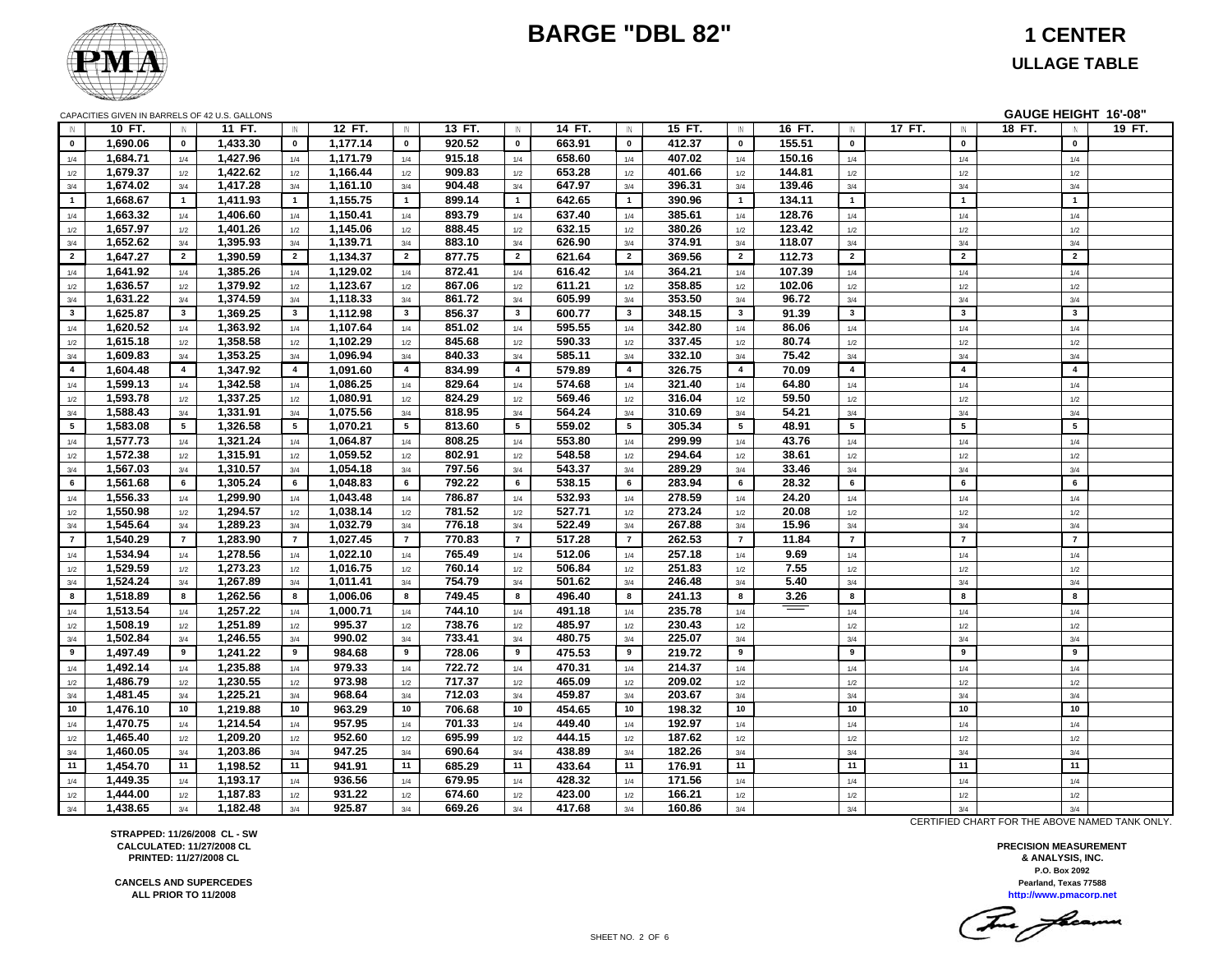# BARGE "DBL 82"

## 1 CENTER

## ULLAGE TABLE

CAPACITIES GIVEN IN BARRELS OF 42 U.S. GALLONS

**GAUGE HEIGHT 16'-08"**

| IN | 10 FT. | IN | 11 FT. | IN | 12 FT. | IN | 13 FT. | IN | 14 FT. | IN | 15 FT. | IN | 16 FT. | IN | 17 FT. | IN | 18 FT. | IN | 19 FT. |
|---|---|---|---|---|---|---|---|---|---|---|---|---|---|---|---|---|---|---|---|
| 0 | 1,690.06 | 0 | 1,433.30 | 0 | 1,177.14 | 0 | 920.52 | 0 | 663.91 | 0 | 412.37 | 0 | 155.51 | 0 | | 0 | | 0 | |
| 1/4 | 1,684.71 | 1/4 | 1,427.96 | 1/4 | 1,171.79 | 1/4 | 915.18 | 1/4 | 658.60 | 1/4 | 407.02 | 1/4 | 150.16 | 1/4 | | 1/4 | | 1/4 | |
| 1/2 | 1,679.37 | 1/2 | 1,422.62 | 1/2 | 1,166.44 | 1/2 | 909.83 | 1/2 | 653.28 | 1/2 | 401.66 | 1/2 | 144.81 | 1/2 | | 1/2 | | 1/2 | |
| 3/4 | 1,674.02 | 3/4 | 1,417.28 | 3/4 | 1,161.10 | 3/4 | 904.48 | 3/4 | 647.97 | 3/4 | 396.31 | 3/4 | 139.46 | 3/4 | | 3/4 | | 3/4 | |
| 1 | 1,668.67 | 1 | 1,411.93 | 1 | 1,155.75 | 1 | 899.14 | 1 | 642.65 | 1 | 390.96 | 1 | 134.11 | 1 | | 1 | | 1 | |
| 1/4 | 1,663.32 | 1/4 | 1,406.60 | 1/4 | 1,150.41 | 1/4 | 893.79 | 1/4 | 637.40 | 1/4 | 385.61 | 1/4 | 128.76 | 1/4 | | 1/4 | | 1/4 | |
| 1/2 | 1,657.97 | 1/2 | 1,401.26 | 1/2 | 1,145.06 | 1/2 | 888.45 | 1/2 | 632.15 | 1/2 | 380.26 | 1/2 | 123.42 | 1/2 | | 1/2 | | 1/2 | |
| 3/4 | 1,652.62 | 3/4 | 1,395.93 | 3/4 | 1,139.71 | 3/4 | 883.10 | 3/4 | 626.90 | 3/4 | 374.91 | 3/4 | 118.07 | 3/4 | | 3/4 | | 3/4 | |
| 2 | 1,647.27 | 2 | 1,390.59 | 2 | 1,134.37 | 2 | 877.75 | 2 | 621.64 | 2 | 369.56 | 2 | 112.73 | 2 | | 2 | | 2 | |
| 1/4 | 1,641.92 | 1/4 | 1,385.26 | 1/4 | 1,129.02 | 1/4 | 872.41 | 1/4 | 616.42 | 1/4 | 364.21 | 1/4 | 107.39 | 1/4 | | 1/4 | | 1/4 | |
| 1/2 | 1,636.57 | 1/2 | 1,379.92 | 1/2 | 1,123.67 | 1/2 | 867.06 | 1/2 | 611.21 | 1/2 | 358.85 | 1/2 | 102.06 | 1/2 | | 1/2 | | 1/2 | |
| 3/4 | 1,631.22 | 3/4 | 1,374.59 | 3/4 | 1,118.33 | 3/4 | 861.72 | 3/4 | 605.99 | 3/4 | 353.50 | 3/4 | 96.72 | 3/4 | | 3/4 | | 3/4 | |
| 3 | 1,625.87 | 3 | 1,369.25 | 3 | 1,112.98 | 3 | 856.37 | 3 | 600.77 | 3 | 348.15 | 3 | 91.39 | 3 | | 3 | | 3 | |
| 1/4 | 1,620.52 | 1/4 | 1,363.92 | 1/4 | 1,107.64 | 1/4 | 851.02 | 1/4 | 595.55 | 1/4 | 342.80 | 1/4 | 86.06 | 1/4 | | 1/4 | | 1/4 | |
| 1/2 | 1,615.18 | 1/2 | 1,358.58 | 1/2 | 1,102.29 | 1/2 | 845.68 | 1/2 | 590.33 | 1/2 | 337.45 | 1/2 | 80.74 | 1/2 | | 1/2 | | 1/2 | |
| 3/4 | 1,609.83 | 3/4 | 1,353.25 | 3/4 | 1,096.94 | 3/4 | 840.33 | 3/4 | 585.11 | 3/4 | 332.10 | 3/4 | 75.42 | 3/4 | | 3/4 | | 3/4 | |
| 4 | 1,604.48 | 4 | 1,347.92 | 4 | 1,091.60 | 4 | 834.99 | 4 | 579.89 | 4 | 326.75 | 4 | 70.09 | 4 | | 4 | | 4 | |
| 1/4 | 1,599.13 | 1/4 | 1,342.58 | 1/4 | 1,086.25 | 1/4 | 829.64 | 1/4 | 574.68 | 1/4 | 321.40 | 1/4 | 64.80 | 1/4 | | 1/4 | | 1/4 | |
| 1/2 | 1,593.78 | 1/2 | 1,337.25 | 1/2 | 1,080.91 | 1/2 | 824.29 | 1/2 | 569.46 | 1/2 | 316.04 | 1/2 | 59.50 | 1/2 | | 1/2 | | 1/2 | |
| 3/4 | 1,588.43 | 3/4 | 1,331.91 | 3/4 | 1,075.56 | 3/4 | 818.95 | 3/4 | 564.24 | 3/4 | 310.69 | 3/4 | 54.21 | 3/4 | | 3/4 | | 3/4 | |
| 5 | 1,583.08 | 5 | 1,326.58 | 5 | 1,070.21 | 5 | 813.60 | 5 | 559.02 | 5 | 305.34 | 5 | 48.91 | 5 | | 5 | | 5 | |
| 1/4 | 1,577.73 | 1/4 | 1,321.24 | 1/4 | 1,064.87 | 1/4 | 808.25 | 1/4 | 553.80 | 1/4 | 299.99 | 1/4 | 43.76 | 1/4 | | 1/4 | | 1/4 | |
| 1/2 | 1,572.38 | 1/2 | 1,315.91 | 1/2 | 1,059.52 | 1/2 | 802.91 | 1/2 | 548.58 | 1/2 | 294.64 | 1/2 | 38.61 | 1/2 | | 1/2 | | 1/2 | |
| 3/4 | 1,567.03 | 3/4 | 1,310.57 | 3/4 | 1,054.18 | 3/4 | 797.56 | 3/4 | 543.37 | 3/4 | 289.29 | 3/4 | 33.46 | 3/4 | | 3/4 | | 3/4 | |
| 6 | 1,561.68 | 6 | 1,305.24 | 6 | 1,048.83 | 6 | 792.22 | 6 | 538.15 | 6 | 283.94 | 6 | 28.32 | 6 | | 6 | | 6 | |
| 1/4 | 1,556.33 | 1/4 | 1,299.90 | 1/4 | 1,043.48 | 1/4 | 786.87 | 1/4 | 532.93 | 1/4 | 278.59 | 1/4 | 24.20 | 1/4 | | 1/4 | | 1/4 | |
| 1/2 | 1,550.98 | 1/2 | 1,294.57 | 1/2 | 1,038.14 | 1/2 | 781.52 | 1/2 | 527.71 | 1/2 | 273.24 | 1/2 | 20.08 | 1/2 | | 1/2 | | 1/2 | |
| 3/4 | 1,545.64 | 3/4 | 1,289.23 | 3/4 | 1,032.79 | 3/4 | 776.18 | 3/4 | 522.49 | 3/4 | 267.88 | 3/4 | 15.96 | 3/4 | | 3/4 | | 3/4 | |
| 7 | 1,540.29 | 7 | 1,283.90 | 7 | 1,027.45 | 7 | 770.83 | 7 | 517.28 | 7 | 262.53 | 7 | 11.84 | 7 | | 7 | | 7 | |
| 1/4 | 1,534.94 | 1/4 | 1,278.56 | 1/4 | 1,022.10 | 1/4 | 765.49 | 1/4 | 512.06 | 1/4 | 257.18 | 1/4 | 9.69 | 1/4 | | 1/4 | | 1/4 | |
| 1/2 | 1,529.59 | 1/2 | 1,273.23 | 1/2 | 1,016.75 | 1/2 | 760.14 | 1/2 | 506.84 | 1/2 | 251.83 | 1/2 | 7.55 | 1/2 | | 1/2 | | 1/2 | |
| 3/4 | 1,524.24 | 3/4 | 1,267.89 | 3/4 | 1,011.41 | 3/4 | 754.79 | 3/4 | 501.62 | 3/4 | 246.48 | 3/4 | 5.40 | 3/4 | | 3/4 | | 3/4 | |
| 8 | 1,518.89 | 8 | 1,262.56 | 8 | 1,006.06 | 8 | 749.45 | 8 | 496.40 | 8 | 241.13 | 8 | 3.26 | 8 | | 8 | | 8 | |
| 1/4 | 1,513.54 | 1/4 | 1,257.22 | 1/4 | 1,000.71 | 1/4 | 744.10 | 1/4 | 491.18 | 1/4 | 235.78 | 1/4 | | 1/4 | | 1/4 | | 1/4 | |
| 1/2 | 1,508.19 | 1/2 | 1,251.89 | 1/2 | 995.37 | 1/2 | 738.76 | 1/2 | 485.97 | 1/2 | 230.43 | 1/2 | | 1/2 | | 1/2 | | 1/2 | |
| 3/4 | 1,502.84 | 3/4 | 1,246.55 | 3/4 | 990.02 | 3/4 | 733.41 | 3/4 | 480.75 | 3/4 | 225.07 | 3/4 | | 3/4 | | 3/4 | | 3/4 | |
| 9 | 1,497.49 | 9 | 1,241.22 | 9 | 984.68 | 9 | 728.06 | 9 | 475.53 | 9 | 219.72 | 9 | | 9 | | 9 | | 9 | |
| 1/4 | 1,492.14 | 1/4 | 1,235.88 | 1/4 | 979.33 | 1/4 | 722.72 | 1/4 | 470.31 | 1/4 | 214.37 | 1/4 | | 1/4 | | 1/4 | | 1/4 | |
| 1/2 | 1,486.79 | 1/2 | 1,230.55 | 1/2 | 973.98 | 1/2 | 717.37 | 1/2 | 465.09 | 1/2 | 209.02 | 1/2 | | 1/2 | | 1/2 | | 1/2 | |
| 3/4 | 1,481.45 | 3/4 | 1,225.21 | 3/4 | 968.64 | 3/4 | 712.03 | 3/4 | 459.87 | 3/4 | 203.67 | 3/4 | | 3/4 | | 3/4 | | 3/4 | |
| 10 | 1,476.10 | 10 | 1,219.88 | 10 | 963.29 | 10 | 706.68 | 10 | 454.65 | 10 | 198.32 | 10 | | 10 | | 10 | | 10 | |
| 1/4 | 1,470.75 | 1/4 | 1,214.54 | 1/4 | 957.95 | 1/4 | 701.33 | 1/4 | 449.40 | 1/4 | 192.97 | 1/4 | | 1/4 | | 1/4 | | 1/4 | |
| 1/2 | 1,465.40 | 1/2 | 1,209.20 | 1/2 | 952.60 | 1/2 | 695.99 | 1/2 | 444.15 | 1/2 | 187.62 | 1/2 | | 1/2 | | 1/2 | | 1/2 | |
| 3/4 | 1,460.05 | 3/4 | 1,203.86 | 3/4 | 947.25 | 3/4 | 690.64 | 3/4 | 438.89 | 3/4 | 182.26 | 3/4 | | 3/4 | | 3/4 | | 3/4 | |
| 11 | 1,454.70 | 11 | 1,198.52 | 11 | 941.91 | 11 | 685.29 | 11 | 433.64 | 11 | 176.91 | 11 | | 11 | | 11 | | 11 | |
| 1/4 | 1,449.35 | 1/4 | 1,193.17 | 1/4 | 936.56 | 1/4 | 679.95 | 1/4 | 428.32 | 1/4 | 171.56 | 1/4 | | 1/4 | | 1/4 | | 1/4 | |
| 1/2 | 1,444.00 | 1/2 | 1,187.83 | 1/2 | 931.22 | 1/2 | 674.60 | 1/2 | 423.00 | 1/2 | 166.21 | 1/2 | | 1/2 | | 1/2 | | 1/2 | |
| 3/4 | 1,438.65 | 3/4 | 1,182.48 | 3/4 | 925.87 | 3/4 | 669.26 | 3/4 | 417.68 | 3/4 | 160.86 | 3/4 | | 3/4 | | 3/4 | | 3/4 | |

CERTIFIED CHART FOR THE ABOVE NAMED TANK ONLY.

**STRAPPED: 11/26/2008 CL - SW**
**CALCULATED: 11/27/2008 CL**
**PRINTED: 11/27/2008 CL**

**CANCELS AND SUPERCEDES**
**ALL PRIOR TO 11/2008**

**PRECISION MEASUREMENT**
**& ANALYSIS, INC.**
**P.O. Box 2092**
**Pearland, Texas 77588**
**http://www.pmacorp.net**

SHEET NO. 2 OF 6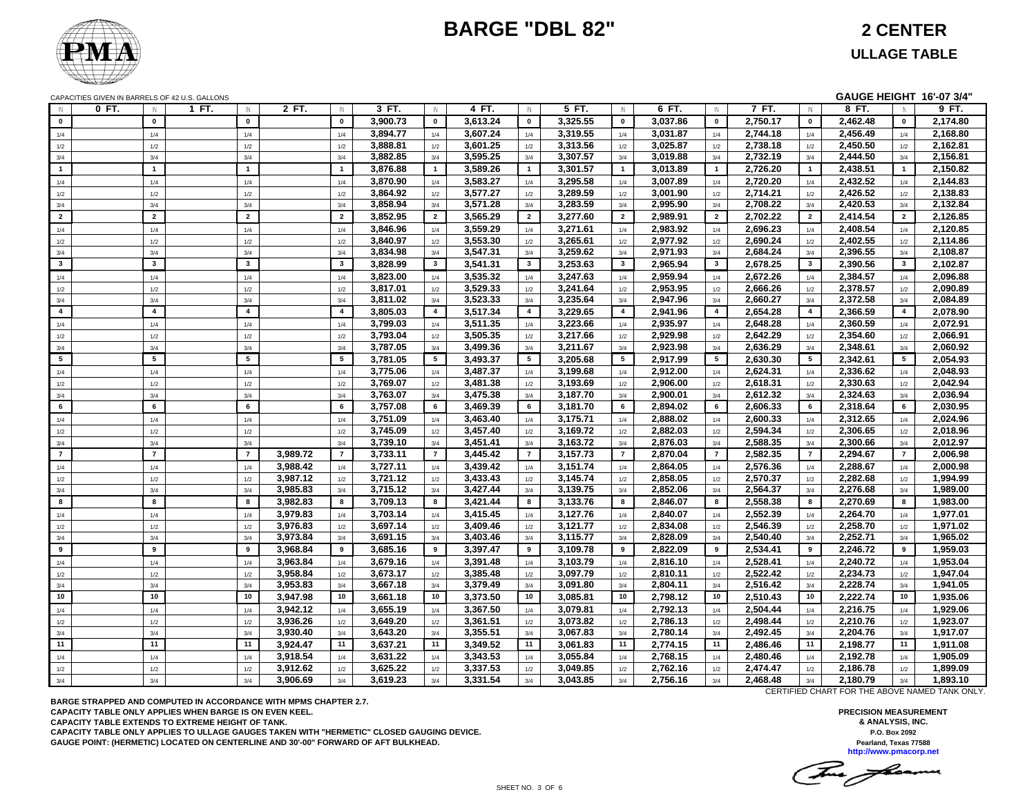# BARGE "DBL 82"

## 2 CENTER

## ULLAGE TABLE

CAPACITIES GIVEN IN BARRELS OF 42 U.S. GALLONS

**GAUGE HEIGHT 16'-07 3/4"**

| IN | 0 FT. | IN | 1 FT. | IN | 2 FT. | IN | 3 FT. | IN | 4 FT. | IN | 5 FT. | IN | 6 FT. | IN | 7 FT. | IN | 8 FT. | IN | 9 FT. |
|---|---|---|---|---|---|---|---|---|---|---|---|---|---|---|---|---|---|---|---|
| 0 | | 0 | | 0 | | 0 | 3,900.73 | 0 | 3,613.24 | 0 | 3,325.55 | 0 | 3,037.86 | 0 | 2,750.17 | 0 | 2,462.48 | 0 | 2,174.80 |
| 1/4 | | 1/4 | | 1/4 | | 1/4 | 3,894.77 | 1/4 | 3,607.24 | 1/4 | 3,319.55 | 1/4 | 3,031.87 | 1/4 | 2,744.18 | 1/4 | 2,456.49 | 1/4 | 2,168.80 |
| 1/2 | | 1/2 | | 1/2 | | 1/2 | 3,888.81 | 1/2 | 3,601.25 | 1/2 | 3,313.56 | 1/2 | 3,025.87 | 1/2 | 2,738.18 | 1/2 | 2,450.50 | 1/2 | 2,162.81 |
| 3/4 | | 3/4 | | 3/4 | | 3/4 | 3,882.85 | 3/4 | 3,595.25 | 3/4 | 3,307.57 | 3/4 | 3,019.88 | 3/4 | 2,732.19 | 3/4 | 2,444.50 | 3/4 | 2,156.81 |
| 1 | | 1 | | 1 | | 1 | 3,876.88 | 1 | 3,589.26 | 1 | 3,301.57 | 1 | 3,013.89 | 1 | 2,726.20 | 1 | 2,438.51 | 1 | 2,150.82 |
| 1/4 | | 1/4 | | 1/4 | | 1/4 | 3,870.90 | 1/4 | 3,583.27 | 1/4 | 3,295.58 | 1/4 | 3,007.89 | 1/4 | 2,720.20 | 1/4 | 2,432.52 | 1/4 | 2,144.83 |
| 1/2 | | 1/2 | | 1/2 | | 1/2 | 3,864.92 | 1/2 | 3,577.27 | 1/2 | 3,289.59 | 1/2 | 3,001.90 | 1/2 | 2,714.21 | 1/2 | 2,426.52 | 1/2 | 2,138.83 |
| 3/4 | | 3/4 | | 3/4 | | 3/4 | 3,858.94 | 3/4 | 3,571.28 | 3/4 | 3,283.59 | 3/4 | 2,995.90 | 3/4 | 2,708.22 | 3/4 | 2,420.53 | 3/4 | 2,132.84 |
| 2 | | 2 | | 2 | | 2 | 3,852.95 | 2 | 3,565.29 | 2 | 3,277.60 | 2 | 2,989.91 | 2 | 2,702.22 | 2 | 2,414.54 | 2 | 2,126.85 |
| 1/4 | | 1/4 | | 1/4 | | 1/4 | 3,846.96 | 1/4 | 3,559.29 | 1/4 | 3,271.61 | 1/4 | 2,983.92 | 1/4 | 2,696.23 | 1/4 | 2,408.54 | 1/4 | 2,120.85 |
| 1/2 | | 1/2 | | 1/2 | | 1/2 | 3,840.97 | 1/2 | 3,553.30 | 1/2 | 3,265.61 | 1/2 | 2,977.92 | 1/2 | 2,690.24 | 1/2 | 2,402.55 | 1/2 | 2,114.86 |
| 3/4 | | 3/4 | | 3/4 | | 3/4 | 3,834.98 | 3/4 | 3,547.31 | 3/4 | 3,259.62 | 3/4 | 2,971.93 | 3/4 | 2,684.24 | 3/4 | 2,396.55 | 3/4 | 2,108.87 |
| 3 | | 3 | | 3 | | 3 | 3,828.99 | 3 | 3,541.31 | 3 | 3,253.63 | 3 | 2,965.94 | 3 | 2,678.25 | 3 | 2,390.56 | 3 | 2,102.87 |
| 1/4 | | 1/4 | | 1/4 | | 1/4 | 3,823.00 | 1/4 | 3,535.32 | 1/4 | 3,247.63 | 1/4 | 2,959.94 | 1/4 | 2,672.26 | 1/4 | 2,384.57 | 1/4 | 2,096.88 |
| 1/2 | | 1/2 | | 1/2 | | 1/2 | 3,817.01 | 1/2 | 3,529.33 | 1/2 | 3,241.64 | 1/2 | 2,953.95 | 1/2 | 2,666.26 | 1/2 | 2,378.57 | 1/2 | 2,090.89 |
| 3/4 | | 3/4 | | 3/4 | | 3/4 | 3,811.02 | 3/4 | 3,523.33 | 3/4 | 3,235.64 | 3/4 | 2,947.96 | 3/4 | 2,660.27 | 3/4 | 2,372.58 | 3/4 | 2,084.89 |
| 4 | | 4 | | 4 | | 4 | 3,805.03 | 4 | 3,517.34 | 4 | 3,229.65 | 4 | 2,941.96 | 4 | 2,654.28 | 4 | 2,366.59 | 4 | 2,078.90 |
| 1/4 | | 1/4 | | 1/4 | | 1/4 | 3,799.03 | 1/4 | 3,511.35 | 1/4 | 3,223.66 | 1/4 | 2,935.97 | 1/4 | 2,648.28 | 1/4 | 2,360.59 | 1/4 | 2,072.91 |
| 1/2 | | 1/2 | | 1/2 | | 1/2 | 3,793.04 | 1/2 | 3,505.35 | 1/2 | 3,217.66 | 1/2 | 2,929.98 | 1/2 | 2,642.29 | 1/2 | 2,354.60 | 1/2 | 2,066.91 |
| 3/4 | | 3/4 | | 3/4 | | 3/4 | 3,787.05 | 3/4 | 3,499.36 | 3/4 | 3,211.67 | 3/4 | 2,923.98 | 3/4 | 2,636.29 | 3/4 | 2,348.61 | 3/4 | 2,060.92 |
| 5 | | 5 | | 5 | | 5 | 3,781.05 | 5 | 3,493.37 | 5 | 3,205.68 | 5 | 2,917.99 | 5 | 2,630.30 | 5 | 2,342.61 | 5 | 2,054.93 |
| 1/4 | | 1/4 | | 1/4 | | 1/4 | 3,775.06 | 1/4 | 3,487.37 | 1/4 | 3,199.68 | 1/4 | 2,912.00 | 1/4 | 2,624.31 | 1/4 | 2,336.62 | 1/4 | 2,048.93 |
| 1/2 | | 1/2 | | 1/2 | | 1/2 | 3,769.07 | 1/2 | 3,481.38 | 1/2 | 3,193.69 | 1/2 | 2,906.00 | 1/2 | 2,618.31 | 1/2 | 2,330.63 | 1/2 | 2,042.94 |
| 3/4 | | 3/4 | | 3/4 | | 3/4 | 3,763.07 | 3/4 | 3,475.38 | 3/4 | 3,187.70 | 3/4 | 2,900.01 | 3/4 | 2,612.32 | 3/4 | 2,324.63 | 3/4 | 2,036.94 |
| 6 | | 6 | | 6 | | 6 | 3,757.08 | 6 | 3,469.39 | 6 | 3,181.70 | 6 | 2,894.02 | 6 | 2,606.33 | 6 | 2,318.64 | 6 | 2,030.95 |
| 1/4 | | 1/4 | | 1/4 | | 1/4 | 3,751.09 | 1/4 | 3,463.40 | 1/4 | 3,175.71 | 1/4 | 2,888.02 | 1/4 | 2,600.33 | 1/4 | 2,312.65 | 1/4 | 2,024.96 |
| 1/2 | | 1/2 | | 1/2 | | 1/2 | 3,745.09 | 1/2 | 3,457.40 | 1/2 | 3,169.72 | 1/2 | 2,882.03 | 1/2 | 2,594.34 | 1/2 | 2,306.65 | 1/2 | 2,018.96 |
| 3/4 | | 3/4 | | 3/4 | | 3/4 | 3,739.10 | 3/4 | 3,451.41 | 3/4 | 3,163.72 | 3/4 | 2,876.03 | 3/4 | 2,588.35 | 3/4 | 2,300.66 | 3/4 | 2,012.97 |
| 7 | | 7 | | 7 | 3,989.72 | 7 | 3,733.11 | 7 | 3,445.42 | 7 | 3,157.73 | 7 | 2,870.04 | 7 | 2,582.35 | 7 | 2,294.67 | 7 | 2,006.98 |
| 1/4 | | 1/4 | | 1/4 | 3,988.42 | 1/4 | 3,727.11 | 1/4 | 3,439.42 | 1/4 | 3,151.74 | 1/4 | 2,864.05 | 1/4 | 2,576.36 | 1/4 | 2,288.67 | 1/4 | 2,000.98 |
| 1/2 | | 1/2 | | 1/2 | 3,987.12 | 1/2 | 3,721.12 | 1/2 | 3,433.43 | 1/2 | 3,145.74 | 1/2 | 2,858.05 | 1/2 | 2,570.37 | 1/2 | 2,282.68 | 1/2 | 1,994.99 |
| 3/4 | | 3/4 | | 3/4 | 3,985.83 | 3/4 | 3,715.12 | 3/4 | 3,427.44 | 3/4 | 3,139.75 | 3/4 | 2,852.06 | 3/4 | 2,564.37 | 3/4 | 2,276.68 | 3/4 | 1,989.00 |
| 8 | | 8 | | 8 | 3,982.83 | 8 | 3,709.13 | 8 | 3,421.44 | 8 | 3,133.76 | 8 | 2,846.07 | 8 | 2,558.38 | 8 | 2,270.69 | 8 | 1,983.00 |
| 1/4 | | 1/4 | | 1/4 | 3,979.83 | 1/4 | 3,703.14 | 1/4 | 3,415.45 | 1/4 | 3,127.76 | 1/4 | 2,840.07 | 1/4 | 2,552.39 | 1/4 | 2,264.70 | 1/4 | 1,977.01 |
| 1/2 | | 1/2 | | 1/2 | 3,976.83 | 1/2 | 3,697.14 | 1/2 | 3,409.46 | 1/2 | 3,121.77 | 1/2 | 2,834.08 | 1/2 | 2,546.39 | 1/2 | 2,258.70 | 1/2 | 1,971.02 |
| 3/4 | | 3/4 | | 3/4 | 3,973.84 | 3/4 | 3,691.15 | 3/4 | 3,403.46 | 3/4 | 3,115.77 | 3/4 | 2,828.09 | 3/4 | 2,540.40 | 3/4 | 2,252.71 | 3/4 | 1,965.02 |
| 9 | | 9 | | 9 | 3,968.84 | 9 | 3,685.16 | 9 | 3,397.47 | 9 | 3,109.78 | 9 | 2,822.09 | 9 | 2,534.41 | 9 | 2,246.72 | 9 | 1,959.03 |
| 1/4 | | 1/4 | | 1/4 | 3,963.84 | 1/4 | 3,679.16 | 1/4 | 3,391.48 | 1/4 | 3,103.79 | 1/4 | 2,816.10 | 1/4 | 2,528.41 | 1/4 | 2,240.72 | 1/4 | 1,953.04 |
| 1/2 | | 1/2 | | 1/2 | 3,958.84 | 1/2 | 3,673.17 | 1/2 | 3,385.48 | 1/2 | 3,097.79 | 1/2 | 2,810.11 | 1/2 | 2,522.42 | 1/2 | 2,234.73 | 1/2 | 1,947.04 |
| 3/4 | | 3/4 | | 3/4 | 3,953.83 | 3/4 | 3,667.18 | 3/4 | 3,379.49 | 3/4 | 3,091.80 | 3/4 | 2,804.11 | 3/4 | 2,516.42 | 3/4 | 2,228.74 | 3/4 | 1,941.05 |
| 10 | | 10 | | 10 | 3,947.98 | 10 | 3,661.18 | 10 | 3,373.50 | 10 | 3,085.81 | 10 | 2,798.12 | 10 | 2,510.43 | 10 | 2,222.74 | 10 | 1,935.06 |
| 1/4 | | 1/4 | | 1/4 | 3,942.12 | 1/4 | 3,655.19 | 1/4 | 3,367.50 | 1/4 | 3,079.81 | 1/4 | 2,792.13 | 1/4 | 2,504.44 | 1/4 | 2,216.75 | 1/4 | 1,929.06 |
| 1/2 | | 1/2 | | 1/2 | 3,936.26 | 1/2 | 3,649.20 | 1/2 | 3,361.51 | 1/2 | 3,073.82 | 1/2 | 2,786.13 | 1/2 | 2,498.44 | 1/2 | 2,210.76 | 1/2 | 1,923.07 |
| 3/4 | | 3/4 | | 3/4 | 3,930.40 | 3/4 | 3,643.20 | 3/4 | 3,355.51 | 3/4 | 3,067.83 | 3/4 | 2,780.14 | 3/4 | 2,492.45 | 3/4 | 2,204.76 | 3/4 | 1,917.07 |
| 11 | | 11 | | 11 | 3,924.47 | 11 | 3,637.21 | 11 | 3,349.52 | 11 | 3,061.83 | 11 | 2,774.15 | 11 | 2,486.46 | 11 | 2,198.77 | 11 | 1,911.08 |
| 1/4 | | 1/4 | | 1/4 | 3,918.54 | 1/4 | 3,631.22 | 1/4 | 3,343.53 | 1/4 | 3,055.84 | 1/4 | 2,768.15 | 1/4 | 2,480.46 | 1/4 | 2,192.78 | 1/4 | 1,905.09 |
| 1/2 | | 1/2 | | 1/2 | 3,912.62 | 1/2 | 3,625.22 | 1/2 | 3,337.53 | 1/2 | 3,049.85 | 1/2 | 2,762.16 | 1/2 | 2,474.47 | 1/2 | 2,186.78 | 1/2 | 1,899.09 |
| 3/4 | | 3/4 | | 3/4 | 3,906.69 | 3/4 | 3,619.23 | 3/4 | 3,331.54 | 3/4 | 3,043.85 | 3/4 | 2,756.16 | 3/4 | 2,468.48 | 3/4 | 2,180.79 | 3/4 | 1,893.10 |

CERTIFIED CHART FOR THE ABOVE NAMED TANK ONLY.

**BARGE STRAPPED AND COMPUTED IN ACCORDANCE WITH MPMS CHAPTER 2.7.**
**CAPACITY TABLE ONLY APPLIES WHEN BARGE IS ON EVEN KEEL.**
**CAPACITY TABLE EXTENDS TO EXTREME HEIGHT OF TANK.**
**CAPACITY TABLE ONLY APPLIES TO ULLAGE GAUGES TAKEN WITH "HERMETIC" CLOSED GAUGING DEVICE.**
**GAUGE POINT: (HERMETIC) LOCATED ON CENTERLINE AND 30'-00" FORWARD OF AFT BULKHEAD.**

**PRECISION MEASUREMENT & ANALYSIS, INC.**
**P.O. Box 2092**
**Pearland, Texas 77588**
**http://www.pmacorp.net**

SHEET NO. 3 OF 6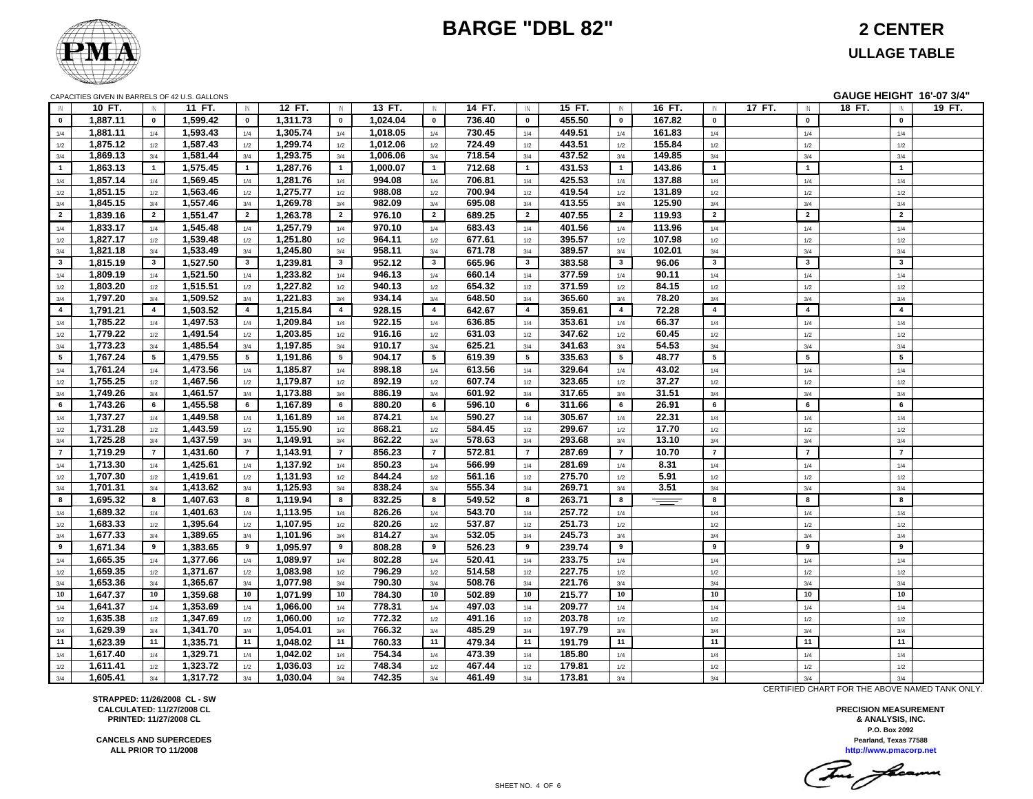# BARGE "DBL 82"

## 2 CENTER

### ULLAGE TABLE

CAPACITIES GIVEN IN BARRELS OF 42 U.S. GALLONS

GAUGE HEIGHT 16'-07 3/4"

| IN | 10 FT. | IN | 11 FT. | IN | 12 FT. | IN | 13 FT. | IN | 14 FT. | IN | 15 FT. | IN | 16 FT. | IN | 17 FT. | IN | 18 FT. | IN | 19 FT. |
|---|---|---|---|---|---|---|---|---|---|---|---|---|---|---|---|---|---|---|---|
| 0 | 1,887.11 | 0 | 1,599.42 | 0 | 1,311.73 | 0 | 1,024.04 | 0 | 736.40 | 0 | 455.50 | 0 | 167.82 | 0 | | 0 | | 0 | |
| 1/4 | 1,881.11 | 1/4 | 1,593.43 | 1/4 | 1,305.74 | 1/4 | 1,018.05 | 1/4 | 730.45 | 1/4 | 449.51 | 1/4 | 161.83 | 1/4 | | 1/4 | | 1/4 | |
| 1/2 | 1,875.12 | 1/2 | 1,587.43 | 1/2 | 1,299.74 | 1/2 | 1,012.06 | 1/2 | 724.49 | 1/2 | 443.51 | 1/2 | 155.84 | 1/2 | | 1/2 | | 1/2 | |
| 3/4 | 1,869.13 | 3/4 | 1,581.44 | 3/4 | 1,293.75 | 3/4 | 1,006.06 | 3/4 | 718.54 | 3/4 | 437.52 | 3/4 | 149.85 | 3/4 | | 3/4 | | 3/4 | |
| 1 | 1,863.13 | 1 | 1,575.45 | 1 | 1,287.76 | 1 | 1,000.07 | 1 | 712.68 | 1 | 431.53 | 1 | 143.86 | 1 | | 1 | | 1 | |
| 1/4 | 1,857.14 | 1/4 | 1,569.45 | 1/4 | 1,281.76 | 1/4 | 994.08 | 1/4 | 706.81 | 1/4 | 425.53 | 1/4 | 137.88 | 1/4 | | 1/4 | | 1/4 | |
| 1/2 | 1,851.15 | 1/2 | 1,563.46 | 1/2 | 1,275.77 | 1/2 | 988.08 | 1/2 | 700.94 | 1/2 | 419.54 | 1/2 | 131.89 | 1/2 | | 1/2 | | 1/2 | |
| 3/4 | 1,845.15 | 3/4 | 1,557.46 | 3/4 | 1,269.78 | 3/4 | 982.09 | 3/4 | 695.08 | 3/4 | 413.55 | 3/4 | 125.90 | 3/4 | | 3/4 | | 3/4 | |
| 2 | 1,839.16 | 2 | 1,551.47 | 2 | 1,263.78 | 2 | 976.10 | 2 | 689.25 | 2 | 407.55 | 2 | 119.93 | 2 | | 2 | | 2 | |
| 1/4 | 1,833.17 | 1/4 | 1,545.48 | 1/4 | 1,257.79 | 1/4 | 970.10 | 1/4 | 683.43 | 1/4 | 401.56 | 1/4 | 113.96 | 1/4 | | 1/4 | | 1/4 | |
| 1/2 | 1,827.17 | 1/2 | 1,539.48 | 1/2 | 1,251.80 | 1/2 | 964.11 | 1/2 | 677.61 | 1/2 | 395.57 | 1/2 | 107.98 | 1/2 | | 1/2 | | 1/2 | |
| 3/4 | 1,821.18 | 3/4 | 1,533.49 | 3/4 | 1,245.80 | 3/4 | 958.11 | 3/4 | 671.78 | 3/4 | 389.57 | 3/4 | 102.01 | 3/4 | | 3/4 | | 3/4 | |
| 3 | 1,815.19 | 3 | 1,527.50 | 3 | 1,239.81 | 3 | 952.12 | 3 | 665.96 | 3 | 383.58 | 3 | 96.06 | 3 | | 3 | | 3 | |
| 1/4 | 1,809.19 | 1/4 | 1,521.50 | 1/4 | 1,233.82 | 1/4 | 946.13 | 1/4 | 660.14 | 1/4 | 377.59 | 1/4 | 90.11 | 1/4 | | 1/4 | | 1/4 | |
| 1/2 | 1,803.20 | 1/2 | 1,515.51 | 1/2 | 1,227.82 | 1/2 | 940.13 | 1/2 | 654.32 | 1/2 | 371.59 | 1/2 | 84.15 | 1/2 | | 1/2 | | 1/2 | |
| 3/4 | 1,797.20 | 3/4 | 1,509.52 | 3/4 | 1,221.83 | 3/4 | 934.14 | 3/4 | 648.50 | 3/4 | 365.60 | 3/4 | 78.20 | 3/4 | | 3/4 | | 3/4 | |
| 4 | 1,791.21 | 4 | 1,503.52 | 4 | 1,215.84 | 4 | 928.15 | 4 | 642.67 | 4 | 359.61 | 4 | 72.28 | 4 | | 4 | | 4 | |
| 1/4 | 1,785.22 | 1/4 | 1,497.53 | 1/4 | 1,209.84 | 1/4 | 922.15 | 1/4 | 636.85 | 1/4 | 353.61 | 1/4 | 66.37 | 1/4 | | 1/4 | | 1/4 | |
| 1/2 | 1,779.22 | 1/2 | 1,491.54 | 1/2 | 1,203.85 | 1/2 | 916.16 | 1/2 | 631.03 | 1/2 | 347.62 | 1/2 | 60.45 | 1/2 | | 1/2 | | 1/2 | |
| 3/4 | 1,773.23 | 3/4 | 1,485.54 | 3/4 | 1,197.85 | 3/4 | 910.17 | 3/4 | 625.21 | 3/4 | 341.63 | 3/4 | 54.53 | 3/4 | | 3/4 | | 3/4 | |
| 5 | 1,767.24 | 5 | 1,479.55 | 5 | 1,191.86 | 5 | 904.17 | 5 | 619.39 | 5 | 335.63 | 5 | 48.77 | 5 | | 5 | | 5 | |
| 1/4 | 1,761.24 | 1/4 | 1,473.56 | 1/4 | 1,185.87 | 1/4 | 898.18 | 1/4 | 613.56 | 1/4 | 329.64 | 1/4 | 43.02 | 1/4 | | 1/4 | | 1/4 | |
| 1/2 | 1,755.25 | 1/2 | 1,467.56 | 1/2 | 1,179.87 | 1/2 | 892.19 | 1/2 | 607.74 | 1/2 | 323.65 | 1/2 | 37.27 | 1/2 | | 1/2 | | 1/2 | |
| 3/4 | 1,749.26 | 3/4 | 1,461.57 | 3/4 | 1,173.88 | 3/4 | 886.19 | 3/4 | 601.92 | 3/4 | 317.65 | 3/4 | 31.51 | 3/4 | | 3/4 | | 3/4 | |
| 6 | 1,743.26 | 6 | 1,455.58 | 6 | 1,167.89 | 6 | 880.20 | 6 | 596.10 | 6 | 311.66 | 6 | 26.91 | 6 | | 6 | | 6 | |
| 1/4 | 1,737.27 | 1/4 | 1,449.58 | 1/4 | 1,161.89 | 1/4 | 874.21 | 1/4 | 590.27 | 1/4 | 305.67 | 1/4 | 22.31 | 1/4 | | 1/4 | | 1/4 | |
| 1/2 | 1,731.28 | 1/2 | 1,443.59 | 1/2 | 1,155.90 | 1/2 | 868.21 | 1/2 | 584.45 | 1/2 | 299.67 | 1/2 | 17.70 | 1/2 | | 1/2 | | 1/2 | |
| 3/4 | 1,725.28 | 3/4 | 1,437.59 | 3/4 | 1,149.91 | 3/4 | 862.22 | 3/4 | 578.63 | 3/4 | 293.68 | 3/4 | 13.10 | 3/4 | | 3/4 | | 3/4 | |
| 7 | 1,719.29 | 7 | 1,431.60 | 7 | 1,143.91 | 7 | 856.23 | 7 | 572.81 | 7 | 287.69 | 7 | 10.70 | 7 | | 7 | | 7 | |
| 1/4 | 1,713.30 | 1/4 | 1,425.61 | 1/4 | 1,137.92 | 1/4 | 850.23 | 1/4 | 566.99 | 1/4 | 281.69 | 1/4 | 8.31 | 1/4 | | 1/4 | | 1/4 | |
| 1/2 | 1,707.30 | 1/2 | 1,419.61 | 1/2 | 1,131.93 | 1/2 | 844.24 | 1/2 | 561.16 | 1/2 | 275.70 | 1/2 | 5.91 | 1/2 | | 1/2 | | 1/2 | |
| 3/4 | 1,701.31 | 3/4 | 1,413.62 | 3/4 | 1,125.93 | 3/4 | 838.24 | 3/4 | 555.34 | 3/4 | 269.71 | 3/4 | 3.51 | 3/4 | | 3/4 | | 3/4 | |
| 8 | 1,695.32 | 8 | 1,407.63 | 8 | 1,119.94 | 8 | 832.25 | 8 | 549.52 | 8 | 263.71 | 8 | | 8 | | 8 | | 8 | |
| 1/4 | 1,689.32 | 1/4 | 1,401.63 | 1/4 | 1,113.95 | 1/4 | 826.26 | 1/4 | 543.70 | 1/4 | 257.72 | 1/4 | | 1/4 | | 1/4 | | 1/4 | |
| 1/2 | 1,683.33 | 1/2 | 1,395.64 | 1/2 | 1,107.95 | 1/2 | 820.26 | 1/2 | 537.87 | 1/2 | 251.73 | 1/2 | | 1/2 | | 1/2 | | 1/2 | |
| 3/4 | 1,677.33 | 3/4 | 1,389.65 | 3/4 | 1,101.96 | 3/4 | 814.27 | 3/4 | 532.05 | 3/4 | 245.73 | 3/4 | | 3/4 | | 3/4 | | 3/4 | |
| 9 | 1,671.34 | 9 | 1,383.65 | 9 | 1,095.97 | 9 | 808.28 | 9 | 526.23 | 9 | 239.74 | 9 | | 9 | | 9 | | 9 | |
| 1/4 | 1,665.35 | 1/4 | 1,377.66 | 1/4 | 1,089.97 | 1/4 | 802.28 | 1/4 | 520.41 | 1/4 | 233.75 | 1/4 | | 1/4 | | 1/4 | | 1/4 | |
| 1/2 | 1,659.35 | 1/2 | 1,371.67 | 1/2 | 1,083.98 | 1/2 | 796.29 | 1/2 | 514.58 | 1/2 | 227.75 | 1/2 | | 1/2 | | 1/2 | | 1/2 | |
| 3/4 | 1,653.36 | 3/4 | 1,365.67 | 3/4 | 1,077.98 | 3/4 | 790.30 | 3/4 | 508.76 | 3/4 | 221.76 | 3/4 | | 3/4 | | 3/4 | | 3/4 | |
| 10 | 1,647.37 | 10 | 1,359.68 | 10 | 1,071.99 | 10 | 784.30 | 10 | 502.89 | 10 | 215.77 | 10 | | 10 | | 10 | | 10 | |
| 1/4 | 1,641.37 | 1/4 | 1,353.69 | 1/4 | 1,066.00 | 1/4 | 778.31 | 1/4 | 497.03 | 1/4 | 209.77 | 1/4 | | 1/4 | | 1/4 | | 1/4 | |
| 1/2 | 1,635.38 | 1/2 | 1,347.69 | 1/2 | 1,060.00 | 1/2 | 772.32 | 1/2 | 491.16 | 1/2 | 203.78 | 1/2 | | 1/2 | | 1/2 | | 1/2 | |
| 3/4 | 1,629.39 | 3/4 | 1,341.70 | 3/4 | 1,054.01 | 3/4 | 766.32 | 3/4 | 485.29 | 3/4 | 197.79 | 3/4 | | 3/4 | | 3/4 | | 3/4 | |
| 11 | 1,623.39 | 11 | 1,335.71 | 11 | 1,048.02 | 11 | 760.33 | 11 | 479.34 | 11 | 191.79 | 11 | | 11 | | 11 | | 11 | |
| 1/4 | 1,617.40 | 1/4 | 1,329.71 | 1/4 | 1,042.02 | 1/4 | 754.34 | 1/4 | 473.39 | 1/4 | 185.80 | 1/4 | | 1/4 | | 1/4 | | 1/4 | |
| 1/2 | 1,611.41 | 1/2 | 1,323.72 | 1/2 | 1,036.03 | 1/2 | 748.34 | 1/2 | 467.44 | 1/2 | 179.81 | 1/2 | | 1/2 | | 1/2 | | 1/2 | |
| 3/4 | 1,605.41 | 3/4 | 1,317.72 | 3/4 | 1,030.04 | 3/4 | 742.35 | 3/4 | 461.49 | 3/4 | 173.81 | 3/4 | | 3/4 | | 3/4 | | 3/4 | |

CERTIFIED CHART FOR THE ABOVE NAMED TANK ONLY.

**STRAPPED: 11/26/2008 CL - SW**
**CALCULATED: 11/27/2008 CL**
**PRINTED: 11/27/2008 CL**

**CANCELS AND SUPERCEDES**
**ALL PRIOR TO 11/2008**

**PRECISION MEASUREMENT**
**& ANALYSIS, INC.**
**P.O. Box 2092**
**Pearland, Texas 77588**
**http://www.pmacorp.net**

SHEET NO. 4 OF 6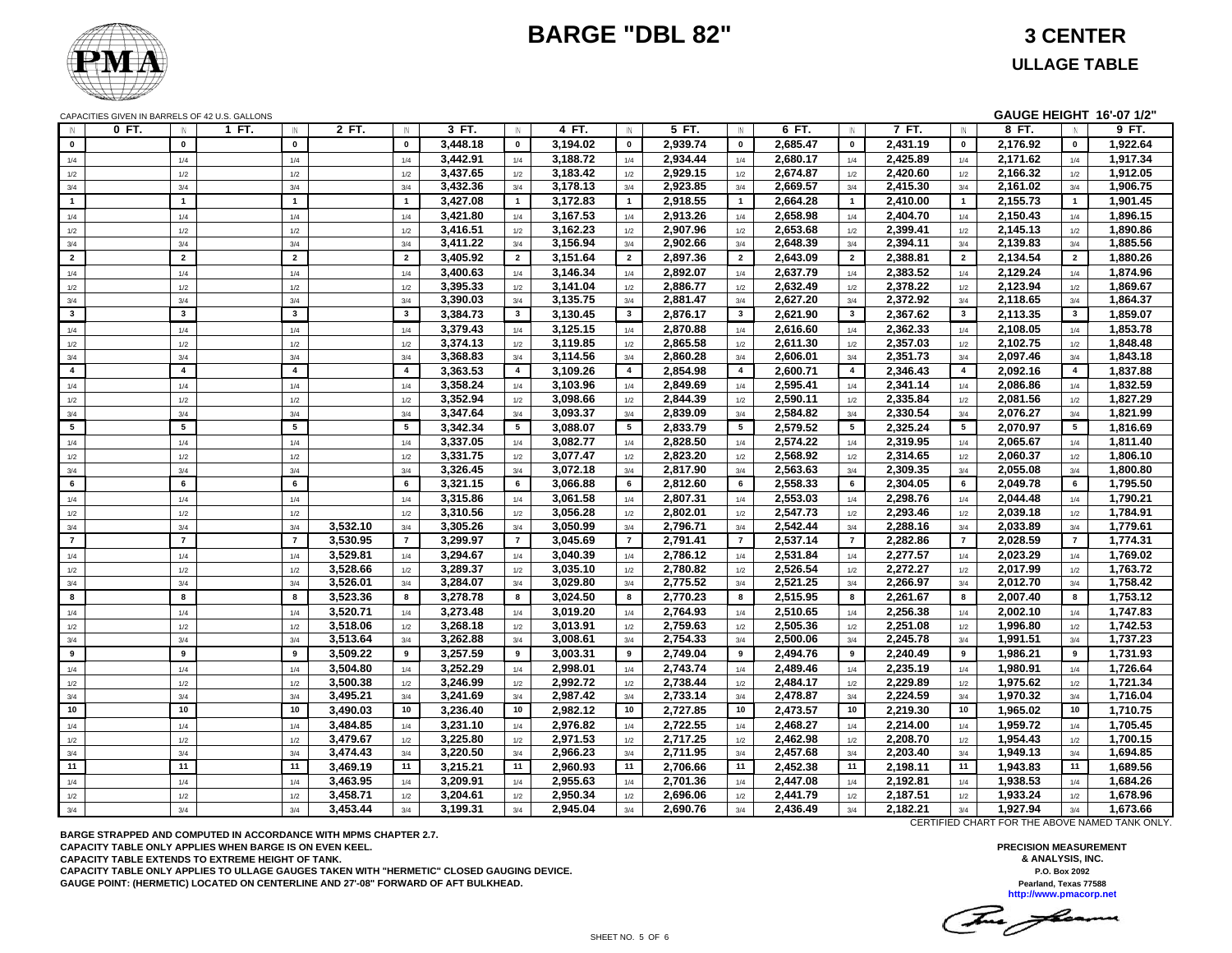# BARGE "DBL 82"

## 3 CENTER

## ULLAGE TABLE

CAPACITIES GIVEN IN BARRELS OF 42 U.S. GALLONS

**GAUGE HEIGHT 16'-07 1/2"**

| IN | 0 FT. | IN | 1 FT. | IN | 2 FT. | IN | 3 FT. | IN | 4 FT. | IN | 5 FT. | IN | 6 FT. | IN | 7 FT. | IN | 8 FT. | IN | 9 FT. |
|---|---|---|---|---|---|---|---|---|---|---|---|---|---|---|---|---|---|---|---|
| 0 | | 0 | | 0 | | 0 | 3,448.18 | 0 | 3,194.02 | 0 | 2,939.74 | 0 | 2,685.47 | 0 | 2,431.19 | 0 | 2,176.92 | 0 | 1,922.64 |
| 1/4 | | 1/4 | | 1/4 | | 1/4 | 3,442.91 | 1/4 | 3,188.72 | 1/4 | 2,934.44 | 1/4 | 2,680.17 | 1/4 | 2,425.89 | 1/4 | 2,171.62 | 1/4 | 1,917.34 |
| 1/2 | | 1/2 | | 1/2 | | 1/2 | 3,437.65 | 1/2 | 3,183.42 | 1/2 | 2,929.15 | 1/2 | 2,674.87 | 1/2 | 2,420.60 | 1/2 | 2,166.32 | 1/2 | 1,912.05 |
| 3/4 | | 3/4 | | 3/4 | | 3/4 | 3,432.36 | 3/4 | 3,178.13 | 3/4 | 2,923.85 | 3/4 | 2,669.57 | 3/4 | 2,415.30 | 3/4 | 2,161.02 | 3/4 | 1,906.75 |
| 1 | | 1 | | 1 | | 1 | 3,427.08 | 1 | 3,172.83 | 1 | 2,918.55 | 1 | 2,664.28 | 1 | 2,410.00 | 1 | 2,155.73 | 1 | 1,901.45 |
| 1/4 | | 1/4 | | 1/4 | | 1/4 | 3,421.80 | 1/4 | 3,167.53 | 1/4 | 2,913.26 | 1/4 | 2,658.98 | 1/4 | 2,404.70 | 1/4 | 2,150.43 | 1/4 | 1,896.15 |
| 1/2 | | 1/2 | | 1/2 | | 1/2 | 3,416.51 | 1/2 | 3,162.23 | 1/2 | 2,907.96 | 1/2 | 2,653.68 | 1/2 | 2,399.41 | 1/2 | 2,145.13 | 1/2 | 1,890.86 |
| 3/4 | | 3/4 | | 3/4 | | 3/4 | 3,411.22 | 3/4 | 3,156.94 | 3/4 | 2,902.66 | 3/4 | 2,648.39 | 3/4 | 2,394.11 | 3/4 | 2,139.83 | 3/4 | 1,885.56 |
| 2 | | 2 | | 2 | | 2 | 3,405.92 | 2 | 3,151.64 | 2 | 2,897.36 | 2 | 2,643.09 | 2 | 2,388.81 | 2 | 2,134.54 | 2 | 1,880.26 |
| 1/4 | | 1/4 | | 1/4 | | 1/4 | 3,400.63 | 1/4 | 3,146.34 | 1/4 | 2,892.07 | 1/4 | 2,637.79 | 1/4 | 2,383.52 | 1/4 | 2,129.24 | 1/4 | 1,874.96 |
| 1/2 | | 1/2 | | 1/2 | | 1/2 | 3,395.33 | 1/2 | 3,141.04 | 1/2 | 2,886.77 | 1/2 | 2,632.49 | 1/2 | 2,378.22 | 1/2 | 2,123.94 | 1/2 | 1,869.67 |
| 3/4 | | 3/4 | | 3/4 | | 3/4 | 3,390.03 | 3/4 | 3,135.75 | 3/4 | 2,881.47 | 3/4 | 2,627.20 | 3/4 | 2,372.92 | 3/4 | 2,118.65 | 3/4 | 1,864.37 |
| 3 | | 3 | | 3 | | 3 | 3,384.73 | 3 | 3,130.45 | 3 | 2,876.17 | 3 | 2,621.90 | 3 | 2,367.62 | 3 | 2,113.35 | 3 | 1,859.07 |
| 1/4 | | 1/4 | | 1/4 | | 1/4 | 3,379.43 | 1/4 | 3,125.15 | 1/4 | 2,870.88 | 1/4 | 2,616.60 | 1/4 | 2,362.33 | 1/4 | 2,108.05 | 1/4 | 1,853.78 |
| 1/2 | | 1/2 | | 1/2 | | 1/2 | 3,374.13 | 1/2 | 3,119.85 | 1/2 | 2,865.58 | 1/2 | 2,611.30 | 1/2 | 2,357.03 | 1/2 | 2,102.75 | 1/2 | 1,848.48 |
| 3/4 | | 3/4 | | 3/4 | | 3/4 | 3,368.83 | 3/4 | 3,114.56 | 3/4 | 2,860.28 | 3/4 | 2,606.01 | 3/4 | 2,351.73 | 3/4 | 2,097.46 | 3/4 | 1,843.18 |
| 4 | | 4 | | 4 | | 4 | 3,363.53 | 4 | 3,109.26 | 4 | 2,854.98 | 4 | 2,600.71 | 4 | 2,346.43 | 4 | 2,092.16 | 4 | 1,837.88 |
| 1/4 | | 1/4 | | 1/4 | | 1/4 | 3,358.24 | 1/4 | 3,103.96 | 1/4 | 2,849.69 | 1/4 | 2,595.41 | 1/4 | 2,341.14 | 1/4 | 2,086.86 | 1/4 | 1,832.59 |
| 1/2 | | 1/2 | | 1/2 | | 1/2 | 3,352.94 | 1/2 | 3,098.66 | 1/2 | 2,844.39 | 1/2 | 2,590.11 | 1/2 | 2,335.84 | 1/2 | 2,081.56 | 1/2 | 1,827.29 |
| 3/4 | | 3/4 | | 3/4 | | 3/4 | 3,347.64 | 3/4 | 3,093.37 | 3/4 | 2,839.09 | 3/4 | 2,584.82 | 3/4 | 2,330.54 | 3/4 | 2,076.27 | 3/4 | 1,821.99 |
| 5 | | 5 | | 5 | | 5 | 3,342.34 | 5 | 3,088.07 | 5 | 2,833.79 | 5 | 2,579.52 | 5 | 2,325.24 | 5 | 2,070.97 | 5 | 1,816.69 |
| 1/4 | | 1/4 | | 1/4 | | 1/4 | 3,337.05 | 1/4 | 3,082.77 | 1/4 | 2,828.50 | 1/4 | 2,574.22 | 1/4 | 2,319.95 | 1/4 | 2,065.67 | 1/4 | 1,811.40 |
| 1/2 | | 1/2 | | 1/2 | | 1/2 | 3,331.75 | 1/2 | 3,077.47 | 1/2 | 2,823.20 | 1/2 | 2,568.92 | 1/2 | 2,314.65 | 1/2 | 2,060.37 | 1/2 | 1,806.10 |
| 3/4 | | 3/4 | | 3/4 | | 3/4 | 3,326.45 | 3/4 | 3,072.18 | 3/4 | 2,817.90 | 3/4 | 2,563.63 | 3/4 | 2,309.35 | 3/4 | 2,055.08 | 3/4 | 1,800.80 |
| 6 | | 6 | | 6 | | 6 | 3,321.15 | 6 | 3,066.88 | 6 | 2,812.60 | 6 | 2,558.33 | 6 | 2,304.05 | 6 | 2,049.78 | 6 | 1,795.50 |
| 1/4 | | 1/4 | | 1/4 | | 1/4 | 3,315.86 | 1/4 | 3,061.58 | 1/4 | 2,807.31 | 1/4 | 2,553.03 | 1/4 | 2,298.76 | 1/4 | 2,044.48 | 1/4 | 1,790.21 |
| 1/2 | | 1/2 | | 1/2 | | 1/2 | 3,310.56 | 1/2 | 3,056.28 | 1/2 | 2,802.01 | 1/2 | 2,547.73 | 1/2 | 2,293.46 | 1/2 | 2,039.18 | 1/2 | 1,784.91 |
| 3/4 | | 3/4 | | 3/4 | 3,532.10 | 3/4 | 3,305.26 | 3/4 | 3,050.99 | 3/4 | 2,796.71 | 3/4 | 2,542.44 | 3/4 | 2,288.16 | 3/4 | 2,033.89 | 3/4 | 1,779.61 |
| 7 | | 7 | | 7 | 3,530.95 | 7 | 3,299.97 | 7 | 3,045.69 | 7 | 2,791.41 | 7 | 2,537.14 | 7 | 2,282.86 | 7 | 2,028.59 | 7 | 1,774.31 |
| 1/4 | | 1/4 | | 1/4 | 3,529.81 | 1/4 | 3,294.67 | 1/4 | 3,040.39 | 1/4 | 2,786.12 | 1/4 | 2,531.84 | 1/4 | 2,277.57 | 1/4 | 2,023.29 | 1/4 | 1,769.02 |
| 1/2 | | 1/2 | | 1/2 | 3,528.66 | 1/2 | 3,289.37 | 1/2 | 3,035.10 | 1/2 | 2,780.82 | 1/2 | 2,526.54 | 1/2 | 2,272.27 | 1/2 | 2,017.99 | 1/2 | 1,763.72 |
| 3/4 | | 3/4 | | 3/4 | 3,526.01 | 3/4 | 3,284.07 | 3/4 | 3,029.80 | 3/4 | 2,775.52 | 3/4 | 2,521.25 | 3/4 | 2,266.97 | 3/4 | 2,012.70 | 3/4 | 1,758.42 |
| 8 | | 8 | | 8 | 3,523.36 | 8 | 3,278.78 | 8 | 3,024.50 | 8 | 2,770.23 | 8 | 2,515.95 | 8 | 2,261.67 | 8 | 2,007.40 | 8 | 1,753.12 |
| 1/4 | | 1/4 | | 1/4 | 3,520.71 | 1/4 | 3,273.48 | 1/4 | 3,019.20 | 1/4 | 2,764.93 | 1/4 | 2,510.65 | 1/4 | 2,256.38 | 1/4 | 2,002.10 | 1/4 | 1,747.83 |
| 1/2 | | 1/2 | | 1/2 | 3,518.06 | 1/2 | 3,268.18 | 1/2 | 3,013.91 | 1/2 | 2,759.63 | 1/2 | 2,505.36 | 1/2 | 2,251.08 | 1/2 | 1,996.80 | 1/2 | 1,742.53 |
| 3/4 | | 3/4 | | 3/4 | 3,513.64 | 3/4 | 3,262.88 | 3/4 | 3,008.61 | 3/4 | 2,754.33 | 3/4 | 2,500.06 | 3/4 | 2,245.78 | 3/4 | 1,991.51 | 3/4 | 1,737.23 |
| 9 | | 9 | | 9 | 3,509.22 | 9 | 3,257.59 | 9 | 3,003.31 | 9 | 2,749.04 | 9 | 2,494.76 | 9 | 2,240.49 | 9 | 1,986.21 | 9 | 1,731.93 |
| 1/4 | | 1/4 | | 1/4 | 3,504.80 | 1/4 | 3,252.29 | 1/4 | 2,998.01 | 1/4 | 2,743.74 | 1/4 | 2,489.46 | 1/4 | 2,235.19 | 1/4 | 1,980.91 | 1/4 | 1,726.64 |
| 1/2 | | 1/2 | | 1/2 | 3,500.38 | 1/2 | 3,246.99 | 1/2 | 2,992.72 | 1/2 | 2,738.44 | 1/2 | 2,484.17 | 1/2 | 2,229.89 | 1/2 | 1,975.62 | 1/2 | 1,721.34 |
| 3/4 | | 3/4 | | 3/4 | 3,495.21 | 3/4 | 3,241.69 | 3/4 | 2,987.42 | 3/4 | 2,733.14 | 3/4 | 2,478.87 | 3/4 | 2,224.59 | 3/4 | 1,970.32 | 3/4 | 1,716.04 |
| 10 | | 10 | | 10 | 3,490.03 | 10 | 3,236.40 | 10 | 2,982.12 | 10 | 2,727.85 | 10 | 2,473.57 | 10 | 2,219.30 | 10 | 1,965.02 | 10 | 1,710.75 |
| 1/4 | | 1/4 | | 1/4 | 3,484.85 | 1/4 | 3,231.10 | 1/4 | 2,976.82 | 1/4 | 2,722.55 | 1/4 | 2,468.27 | 1/4 | 2,214.00 | 1/4 | 1,959.72 | 1/4 | 1,705.45 |
| 1/2 | | 1/2 | | 1/2 | 3,479.67 | 1/2 | 3,225.80 | 1/2 | 2,971.53 | 1/2 | 2,717.25 | 1/2 | 2,462.98 | 1/2 | 2,208.70 | 1/2 | 1,954.43 | 1/2 | 1,700.15 |
| 3/4 | | 3/4 | | 3/4 | 3,474.43 | 3/4 | 3,220.50 | 3/4 | 2,966.23 | 3/4 | 2,711.95 | 3/4 | 2,457.68 | 3/4 | 2,203.40 | 3/4 | 1,949.13 | 3/4 | 1,694.85 |
| 11 | | 11 | | 11 | 3,469.19 | 11 | 3,215.21 | 11 | 2,960.93 | 11 | 2,706.66 | 11 | 2,452.38 | 11 | 2,198.11 | 11 | 1,943.83 | 11 | 1,689.56 |
| 1/4 | | 1/4 | | 1/4 | 3,463.95 | 1/4 | 3,209.91 | 1/4 | 2,955.63 | 1/4 | 2,701.36 | 1/4 | 2,447.08 | 1/4 | 2,192.81 | 1/4 | 1,938.53 | 1/4 | 1,684.26 |
| 1/2 | | 1/2 | | 1/2 | 3,458.71 | 1/2 | 3,204.61 | 1/2 | 2,950.34 | 1/2 | 2,696.06 | 1/2 | 2,441.79 | 1/2 | 2,187.51 | 1/2 | 1,933.24 | 1/2 | 1,678.96 |
| 3/4 | | 3/4 | | 3/4 | 3,453.44 | 3/4 | 3,199.31 | 3/4 | 2,945.04 | 3/4 | 2,690.76 | 3/4 | 2,436.49 | 3/4 | 2,182.21 | 3/4 | 1,927.94 | 3/4 | 1,673.66 |

CERTIFIED CHART FOR THE ABOVE NAMED TANK ONLY.

**BARGE STRAPPED AND COMPUTED IN ACCORDANCE WITH MPMS CHAPTER 2.7.**
**CAPACITY TABLE ONLY APPLIES WHEN BARGE IS ON EVEN KEEL.**
**CAPACITY TABLE EXTENDS TO EXTREME HEIGHT OF TANK.**
**CAPACITY TABLE ONLY APPLIES TO ULLAGE GAUGES TAKEN WITH "HERMETIC" CLOSED GAUGING DEVICE.**
**GAUGE POINT: (HERMETIC) LOCATED ON CENTERLINE AND 27'-08" FORWARD OF AFT BULKHEAD.**

**PRECISION MEASUREMENT**
**& ANALYSIS, INC.**
**P.O. Box 2092**
**Pearland, Texas 77588**
**http://www.pmacorp.net**

SHEET NO. 5 OF 6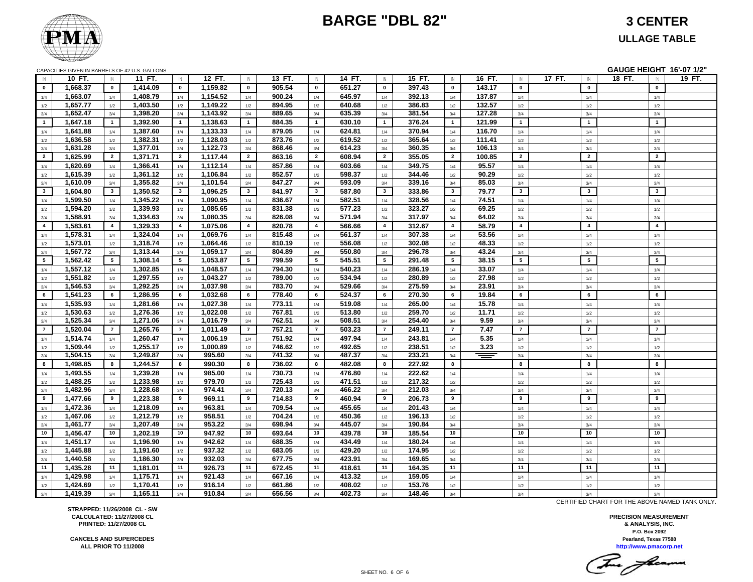# BARGE "DBL 82"

## 3 CENTER

## ULLAGE TABLE

CAPACITIES GIVEN IN BARRELS OF 42 U.S. GALLONS

GAUGE HEIGHT 16'-07 1/2"

| IN | 10 FT. | IN | 11 FT. | IN | 12 FT. | IN | 13 FT. | IN | 14 FT. | IN | 15 FT. | IN | 16 FT. | IN | 17 FT. | IN | 18 FT. | IN | 19 FT. |
|---|---|---|---|---|---|---|---|---|---|---|---|---|---|---|---|---|---|---|---|
| 0 | 1,668.37 | 0 | 1,414.09 | 0 | 1,159.82 | 0 | 905.54 | 0 | 651.27 | 0 | 397.43 | 0 | 143.17 | 0 | | 0 | | 0 | |
| 1/4 | 1,663.07 | 1/4 | 1,408.79 | 1/4 | 1,154.52 | 1/4 | 900.24 | 1/4 | 645.97 | 1/4 | 392.13 | 1/4 | 137.87 | 1/4 | | 1/4 | | 1/4 | |
| 1/2 | 1,657.77 | 1/2 | 1,403.50 | 1/2 | 1,149.22 | 1/2 | 894.95 | 1/2 | 640.68 | 1/2 | 386.83 | 1/2 | 132.57 | 1/2 | | 1/2 | | 1/2 | |
| 3/4 | 1,652.47 | 3/4 | 1,398.20 | 3/4 | 1,143.92 | 3/4 | 889.65 | 3/4 | 635.39 | 3/4 | 381.54 | 3/4 | 127.28 | 3/4 | | 3/4 | | 3/4 | |
| 1 | 1,647.18 | 1 | 1,392.90 | 1 | 1,138.63 | 1 | 884.35 | 1 | 630.10 | 1 | 376.24 | 1 | 121.99 | 1 | | 1 | | 1 | |
| 1/4 | 1,641.88 | 1/4 | 1,387.60 | 1/4 | 1,133.33 | 1/4 | 879.05 | 1/4 | 624.81 | 1/4 | 370.94 | 1/4 | 116.70 | 1/4 | | 1/4 | | 1/4 | |
| 1/2 | 1,636.58 | 1/2 | 1,382.31 | 1/2 | 1,128.03 | 1/2 | 873.76 | 1/2 | 619.52 | 1/2 | 365.64 | 1/2 | 111.41 | 1/2 | | 1/2 | | 1/2 | |
| 3/4 | 1,631.28 | 3/4 | 1,377.01 | 3/4 | 1,122.73 | 3/4 | 868.46 | 3/4 | 614.23 | 3/4 | 360.35 | 3/4 | 106.13 | 3/4 | | 3/4 | | 3/4 | |
| 2 | 1,625.99 | 2 | 1,371.71 | 2 | 1,117.44 | 2 | 863.16 | 2 | 608.94 | 2 | 355.05 | 2 | 100.85 | 2 | | 2 | | 2 | |
| 1/4 | 1,620.69 | 1/4 | 1,366.41 | 1/4 | 1,112.14 | 1/4 | 857.86 | 1/4 | 603.66 | 1/4 | 349.75 | 1/4 | 95.57 | 1/4 | | 1/4 | | 1/4 | |
| 1/2 | 1,615.39 | 1/2 | 1,361.12 | 1/2 | 1,106.84 | 1/2 | 852.57 | 1/2 | 598.37 | 1/2 | 344.46 | 1/2 | 90.29 | 1/2 | | 1/2 | | 1/2 | |
| 3/4 | 1,610.09 | 3/4 | 1,355.82 | 3/4 | 1,101.54 | 3/4 | 847.27 | 3/4 | 593.09 | 3/4 | 339.16 | 3/4 | 85.03 | 3/4 | | 3/4 | | 3/4 | |
| 3 | 1,604.80 | 3 | 1,350.52 | 3 | 1,096.25 | 3 | 841.97 | 3 | 587.80 | 3 | 333.86 | 3 | 79.77 | 3 | | 3 | | 3 | |
| 1/4 | 1,599.50 | 1/4 | 1,345.22 | 1/4 | 1,090.95 | 1/4 | 836.67 | 1/4 | 582.51 | 1/4 | 328.56 | 1/4 | 74.51 | 1/4 | | 1/4 | | 1/4 | |
| 1/2 | 1,594.20 | 1/2 | 1,339.93 | 1/2 | 1,085.65 | 1/2 | 831.38 | 1/2 | 577.23 | 1/2 | 323.27 | 1/2 | 69.25 | 1/2 | | 1/2 | | 1/2 | |
| 3/4 | 1,588.91 | 3/4 | 1,334.63 | 3/4 | 1,080.35 | 3/4 | 826.08 | 3/4 | 571.94 | 3/4 | 317.97 | 3/4 | 64.02 | 3/4 | | 3/4 | | 3/4 | |
| 4 | 1,583.61 | 4 | 1,329.33 | 4 | 1,075.06 | 4 | 820.78 | 4 | 566.66 | 4 | 312.67 | 4 | 58.79 | 4 | | 4 | | 4 | |
| 1/4 | 1,578.31 | 1/4 | 1,324.04 | 1/4 | 1,069.76 | 1/4 | 815.48 | 1/4 | 561.37 | 1/4 | 307.38 | 1/4 | 53.56 | 1/4 | | 1/4 | | 1/4 | |
| 1/2 | 1,573.01 | 1/2 | 1,318.74 | 1/2 | 1,064.46 | 1/2 | 810.19 | 1/2 | 556.08 | 1/2 | 302.08 | 1/2 | 48.33 | 1/2 | | 1/2 | | 1/2 | |
| 3/4 | 1,567.72 | 3/4 | 1,313.44 | 3/4 | 1,059.17 | 3/4 | 804.89 | 3/4 | 550.80 | 3/4 | 296.78 | 3/4 | 43.24 | 3/4 | | 3/4 | | 3/4 | |
| 5 | 1,562.42 | 5 | 1,308.14 | 5 | 1,053.87 | 5 | 799.59 | 5 | 545.51 | 5 | 291.48 | 5 | 38.15 | 5 | | 5 | | 5 | |
| 1/4 | 1,557.12 | 1/4 | 1,302.85 | 1/4 | 1,048.57 | 1/4 | 794.30 | 1/4 | 540.23 | 1/4 | 286.19 | 1/4 | 33.07 | 1/4 | | 1/4 | | 1/4 | |
| 1/2 | 1,551.82 | 1/2 | 1,297.55 | 1/2 | 1,043.27 | 1/2 | 789.00 | 1/2 | 534.94 | 1/2 | 280.89 | 1/2 | 27.98 | 1/2 | | 1/2 | | 1/2 | |
| 3/4 | 1,546.53 | 3/4 | 1,292.25 | 3/4 | 1,037.98 | 3/4 | 783.70 | 3/4 | 529.66 | 3/4 | 275.59 | 3/4 | 23.91 | 3/4 | | 3/4 | | 3/4 | |
| 6 | 1,541.23 | 6 | 1,286.95 | 6 | 1,032.68 | 6 | 778.40 | 6 | 524.37 | 6 | 270.30 | 6 | 19.84 | 6 | | 6 | | 6 | |
| 1/4 | 1,535.93 | 1/4 | 1,281.66 | 1/4 | 1,027.38 | 1/4 | 773.11 | 1/4 | 519.08 | 1/4 | 265.00 | 1/4 | 15.78 | 1/4 | | 1/4 | | 1/4 | |
| 1/2 | 1,530.63 | 1/2 | 1,276.36 | 1/2 | 1,022.08 | 1/2 | 767.81 | 1/2 | 513.80 | 1/2 | 259.70 | 1/2 | 11.71 | 1/2 | | 1/2 | | 1/2 | |
| 3/4 | 1,525.34 | 3/4 | 1,271.06 | 3/4 | 1,016.79 | 3/4 | 762.51 | 3/4 | 508.51 | 3/4 | 254.40 | 3/4 | 9.59 | 3/4 | | 3/4 | | 3/4 | |
| 7 | 1,520.04 | 7 | 1,265.76 | 7 | 1,011.49 | 7 | 757.21 | 7 | 503.23 | 7 | 249.11 | 7 | 7.47 | 7 | | 7 | | 7 | |
| 1/4 | 1,514.74 | 1/4 | 1,260.47 | 1/4 | 1,006.19 | 1/4 | 751.92 | 1/4 | 497.94 | 1/4 | 243.81 | 1/4 | 5.35 | 1/4 | | 1/4 | | 1/4 | |
| 1/2 | 1,509.44 | 1/2 | 1,255.17 | 1/2 | 1,000.89 | 1/2 | 746.62 | 1/2 | 492.65 | 1/2 | 238.51 | 1/2 | 3.23 | 1/2 | | 1/2 | | 1/2 | |
| 3/4 | 1,504.15 | 3/4 | 1,249.87 | 3/4 | 995.60 | 3/4 | 741.32 | 3/4 | 487.37 | 3/4 | 233.21 | 3/4 | | 3/4 | | 3/4 | | 3/4 | |
| 8 | 1,498.85 | 8 | 1,244.57 | 8 | 990.30 | 8 | 736.02 | 8 | 482.08 | 8 | 227.92 | 8 | | 8 | | 8 | | 8 | |
| 1/4 | 1,493.55 | 1/4 | 1,239.28 | 1/4 | 985.00 | 1/4 | 730.73 | 1/4 | 476.80 | 1/4 | 222.62 | 1/4 | | 1/4 | | 1/4 | | 1/4 | |
| 1/2 | 1,488.25 | 1/2 | 1,233.98 | 1/2 | 979.70 | 1/2 | 725.43 | 1/2 | 471.51 | 1/2 | 217.32 | 1/2 | | 1/2 | | 1/2 | | 1/2 | |
| 3/4 | 1,482.96 | 3/4 | 1,228.68 | 3/4 | 974.41 | 3/4 | 720.13 | 3/4 | 466.22 | 3/4 | 212.03 | 3/4 | | 3/4 | | 3/4 | | 3/4 | |
| 9 | 1,477.66 | 9 | 1,223.38 | 9 | 969.11 | 9 | 714.83 | 9 | 460.94 | 9 | 206.73 | 9 | | 9 | | 9 | | 9 | |
| 1/4 | 1,472.36 | 1/4 | 1,218.09 | 1/4 | 963.81 | 1/4 | 709.54 | 1/4 | 455.65 | 1/4 | 201.43 | 1/4 | | 1/4 | | 1/4 | | 1/4 | |
| 1/2 | 1,467.06 | 1/2 | 1,212.79 | 1/2 | 958.51 | 1/2 | 704.24 | 1/2 | 450.36 | 1/2 | 196.13 | 1/2 | | 1/2 | | 1/2 | | 1/2 | |
| 3/4 | 1,461.77 | 3/4 | 1,207.49 | 3/4 | 953.22 | 3/4 | 698.94 | 3/4 | 445.07 | 3/4 | 190.84 | 3/4 | | 3/4 | | 3/4 | | 3/4 | |
| 10 | 1,456.47 | 10 | 1,202.19 | 10 | 947.92 | 10 | 693.64 | 10 | 439.78 | 10 | 185.54 | 10 | | 10 | | 10 | | 10 | |
| 1/4 | 1,451.17 | 1/4 | 1,196.90 | 1/4 | 942.62 | 1/4 | 688.35 | 1/4 | 434.49 | 1/4 | 180.24 | 1/4 | | 1/4 | | 1/4 | | 1/4 | |
| 1/2 | 1,445.88 | 1/2 | 1,191.60 | 1/2 | 937.32 | 1/2 | 683.05 | 1/2 | 429.20 | 1/2 | 174.95 | 1/2 | | 1/2 | | 1/2 | | 1/2 | |
| 3/4 | 1,440.58 | 3/4 | 1,186.30 | 3/4 | 932.03 | 3/4 | 677.75 | 3/4 | 423.91 | 3/4 | 169.65 | 3/4 | | 3/4 | | 3/4 | | 3/4 | |
| 11 | 1,435.28 | 11 | 1,181.01 | 11 | 926.73 | 11 | 672.45 | 11 | 418.61 | 11 | 164.35 | 11 | | 11 | | 11 | | 11 | |
| 1/4 | 1,429.98 | 1/4 | 1,175.71 | 1/4 | 921.43 | 1/4 | 667.16 | 1/4 | 413.32 | 1/4 | 159.05 | 1/4 | | 1/4 | | 1/4 | | 1/4 | |
| 1/2 | 1,424.69 | 1/2 | 1,170.41 | 1/2 | 916.14 | 1/2 | 661.86 | 1/2 | 408.02 | 1/2 | 153.76 | 1/2 | | 1/2 | | 1/2 | | 1/2 | |
| 3/4 | 1,419.39 | 3/4 | 1,165.11 | 3/4 | 910.84 | 3/4 | 656.56 | 3/4 | 402.73 | 3/4 | 148.46 | 3/4 | | 3/4 | | 3/4 | | 3/4 | |

CERTIFIED CHART FOR THE ABOVE NAMED TANK ONLY.

**STRAPPED: 11/26/2008 CL - SW**
**CALCULATED: 11/27/2008 CL**
**PRINTED: 11/27/2008 CL**

**CANCELS AND SUPERCEDES**
**ALL PRIOR TO 11/2008**

**PRECISION MEASUREMENT**
**& ANALYSIS, INC.**
**P.O. Box 2092**
**Pearland, Texas 77588**
**http://www.pmacorp.net**

SHEET NO. 6 OF 6